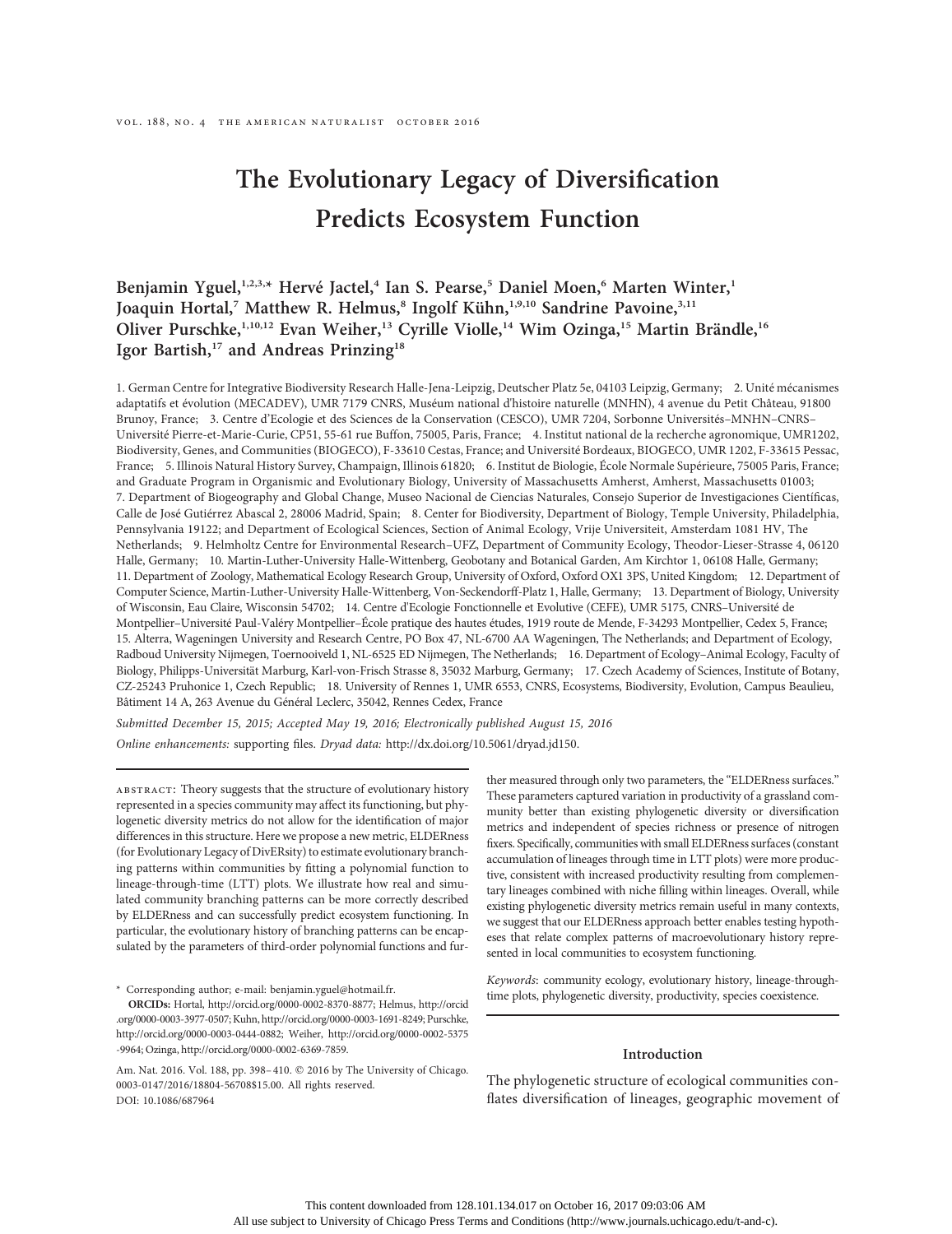# The Evolutionary Legacy of Diversification Predicts Ecosystem Function

**Benjamin Yguel,[1,2,3,*] Hervé Jactel,[4] Ian S. Pearse,[5] Daniel Moen,[6] Marten Winter,[1] Joaquin Hortal,[7] Matthew R. Helmus,[8] Ingolf Kühn,[1,9,10] Sandrine Pavoine,[3,11] Oliver Purschke,[1,10,12] Evan Weiher,[13] Cyrille Violle,[14] Wim Ozinga,[15] Martin Brändle,[16] Igor Bartish,[17] and Andreas Prinzing[18]**

1. German Centre for Integrative Biodiversity Research Halle-Jena-Leipzig, Deutscher Platz 5e, 04103 Leipzig, Germany; 2. Unité mécanismes adaptatifs et évolution (MECADEV), UMR 7179 CNRS, Muséum national d'histoire naturelle (MNHN), 4 avenue du Petit Château, 91800 Brunoy, France; 3. Centre d'Ecologie et des Sciences de la Conservation (CESCO), UMR 7204, Sorbonne Universités–MNHN–CNRS–Université Pierre-et-Marie-Curie, CP51, 55-61 rue Buffon, 75005, Paris, France; 4. Institut national de la recherche agronomique, UMR1202, Biodiversity, Genes, and Communities (BIOGECO), F-33610 Cestas, France; and Université Bordeaux, BIOGECO, UMR 1202, F-33615 Pessac, France; 5. Illinois Natural History Survey, Champaign, Illinois 61820; 6. Institut de Biologie, École Normale Supérieure, 75005 Paris, France; and Graduate Program in Organismic and Evolutionary Biology, University of Massachusetts Amherst, Amherst, Massachusetts 01003; 7. Department of Biogeography and Global Change, Museo Nacional de Ciencias Naturales, Consejo Superior de Investigaciones Científicas, Calle de José Gutiérrez Abascal 2, 28006 Madrid, Spain; 8. Center for Biodiversity, Department of Biology, Temple University, Philadelphia, Pennsylvania 19122; and Department of Ecological Sciences, Section of Animal Ecology, Vrije Universiteit, Amsterdam 1081 HV, The Netherlands; 9. Helmholtz Centre for Environmental Research–UFZ, Department of Community Ecology, Theodor-Lieser-Strasse 4, 06120 Halle, Germany; 10. Martin-Luther-University Halle-Wittenberg, Geobotany and Botanical Garden, Am Kirchtor 1, 06108 Halle, Germany; 11. Department of Zoology, Mathematical Ecology Research Group, University of Oxford, Oxford OX1 3PS, United Kingdom; 12. Department of Computer Science, Martin-Luther-University Halle-Wittenberg, Von-Seckendorff-Platz 1, Halle, Germany; 13. Department of Biology, University of Wisconsin, Eau Claire, Wisconsin 54702; 14. Centre d'Ecologie Fonctionnelle et Evolutive (CEFE), UMR 5175, CNRS–Université de Montpellier–Université Paul-Valéry Montpellier–École pratique des hautes études, 1919 route de Mende, F-34293 Montpellier, Cedex 5, France; 15. Alterra, Wageningen University and Research Centre, PO Box 47, NL-6700 AA Wageningen, The Netherlands; and Department of Ecology, Radboud University Nijmegen, Toernooiveld 1, NL-6525 ED Nijmegen, The Netherlands; 16. Department of Ecology–Animal Ecology, Faculty of Biology, Philipps-Universität Marburg, Karl-von-Frisch Strasse 8, 35032 Marburg, Germany; 17. Czech Academy of Sciences, Institute of Botany, CZ-25243 Pruhonice 1, Czech Republic; 18. University of Rennes 1, UMR 6553, CNRS, Ecosystems, Biodiversity, Evolution, Campus Beaulieu, Bâtiment 14 A, 263 Avenue du Général Leclerc, 35042, Rennes Cedex, France

*Submitted December 15, 2015; Accepted May 19, 2016; Electronically published August 15, 2016*

*Online enhancements:* supporting files. *Dryad data:* http://dx.doi.org/10.5061/dryad.jd150.

ABSTRACT: Theory suggests that the structure of evolutionary history represented in a species community may affect its functioning, but phylogenetic diversity metrics do not allow for the identification of major differences in this structure. Here we propose a new metric, ELDERness (for Evolutionary Legacy of DivERsity) to estimate evolutionary branching patterns within communities by fitting a polynomial function to lineage-through-time (LTT) plots. We illustrate how real and simulated community branching patterns can be more correctly described by ELDERness and can successfully predict ecosystem functioning. In particular, the evolutionary history of branching patterns can be encapsulated by the parameters of third-order polynomial functions and further measured through only two parameters, the "ELDERness surfaces." These parameters captured variation in productivity of a grassland community better than existing phylogenetic diversity or diversification metrics and independent of species richness or presence of nitrogen fixers. Specifically, communities with small ELDERness surfaces (constant accumulation of lineages through time in LTT plots) were more productive, consistent with increased productivity resulting from complementary lineages combined with niche filling within lineages. Overall, while existing phylogenetic diversity metrics remain useful in many contexts, we suggest that our ELDERness approach better enables testing hypotheses that relate complex patterns of macroevolutionary history represented in local communities to ecosystem functioning.

*Keywords*: community ecology, evolutionary history, lineage-through-time plots, phylogenetic diversity, productivity, species coexistence.

\* Corresponding author; e-mail: benjamin.yguel@hotmail.fr.

**ORCIDs:** Hortal, http://orcid.org/0000-0002-8370-8877; Helmus, http://orcid.org/0000-0003-3977-0507; Kuhn, http://orcid.org/0000-0003-1691-8249; Purschke, http://orcid.org/0000-0003-0444-0882; Weiher, http://orcid.org/0000-0002-5375-9964; Ozinga, http://orcid.org/0000-0002-6369-7859.

Am. Nat. 2016. Vol. 188, pp. 398–410. © 2016 by The University of Chicago. 0003-0147/2016/18804-56708$15.00. All rights reserved.
DOI: 10.1086/687964

## Introduction

The phylogenetic structure of ecological communities conflates diversification of lineages, geographic movement of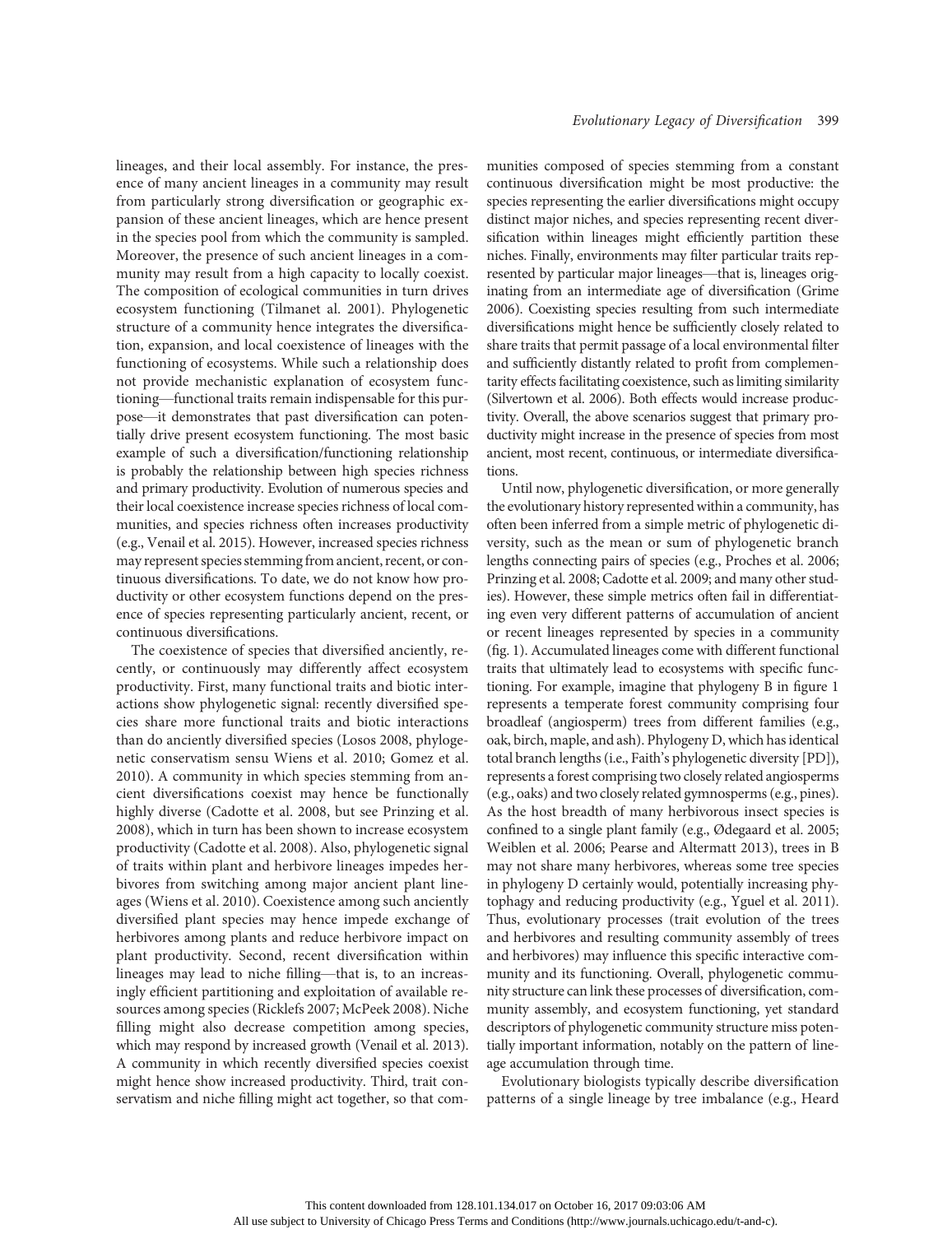lineages, and their local assembly. For instance, the presence of many ancient lineages in a community may result from particularly strong diversification or geographic expansion of these ancient lineages, which are hence present in the species pool from which the community is sampled. Moreover, the presence of such ancient lineages in a community may result from a high capacity to locally coexist. The composition of ecological communities in turn drives ecosystem functioning (Tilmanet al. 2001). Phylogenetic structure of a community hence integrates the diversification, expansion, and local coexistence of lineages with the functioning of ecosystems. While such a relationship does not provide mechanistic explanation of ecosystem functioning—functional traits remain indispensable for this purpose—it demonstrates that past diversification can potentially drive present ecosystem functioning. The most basic example of such a diversification/functioning relationship is probably the relationship between high species richness and primary productivity. Evolution of numerous species and their local coexistence increase species richness of local communities, and species richness often increases productivity (e.g., Venail et al. 2015). However, increased species richness may represent species stemming from ancient, recent, or continuous diversifications. To date, we do not know how productivity or other ecosystem functions depend on the presence of species representing particularly ancient, recent, or continuous diversifications.

The coexistence of species that diversified anciently, recently, or continuously may differently affect ecosystem productivity. First, many functional traits and biotic interactions show phylogenetic signal: recently diversified species share more functional traits and biotic interactions than do anciently diversified species (Losos 2008, phylogenetic conservatism sensu Wiens et al. 2010; Gomez et al. 2010). A community in which species stemming from ancient diversifications coexist may hence be functionally highly diverse (Cadotte et al. 2008, but see Prinzing et al. 2008), which in turn has been shown to increase ecosystem productivity (Cadotte et al. 2008). Also, phylogenetic signal of traits within plant and herbivore lineages impedes herbivores from switching among major ancient plant lineages (Wiens et al. 2010). Coexistence among such anciently diversified plant species may hence impede exchange of herbivores among plants and reduce herbivore impact on plant productivity. Second, recent diversification within lineages may lead to niche filling—that is, to an increasingly efficient partitioning and exploitation of available resources among species (Ricklefs 2007; McPeek 2008). Niche filling might also decrease competition among species, which may respond by increased growth (Venail et al. 2013). A community in which recently diversified species coexist might hence show increased productivity. Third, trait conservatism and niche filling might act together, so that communities composed of species stemming from a constant continuous diversification might be most productive: the species representing the earlier diversifications might occupy distinct major niches, and species representing recent diversification within lineages might efficiently partition these niches. Finally, environments may filter particular traits represented by particular major lineages—that is, lineages originating from an intermediate age of diversification (Grime 2006). Coexisting species resulting from such intermediate diversifications might hence be sufficiently closely related to share traits that permit passage of a local environmental filter and sufficiently distantly related to profit from complementarity effects facilitating coexistence, such as limiting similarity (Silvertown et al. 2006). Both effects would increase productivity. Overall, the above scenarios suggest that primary productivity might increase in the presence of species from most ancient, most recent, continuous, or intermediate diversifications.

Until now, phylogenetic diversification, or more generally the evolutionary history represented within a community, has often been inferred from a simple metric of phylogenetic diversity, such as the mean or sum of phylogenetic branch lengths connecting pairs of species (e.g., Proches et al. 2006; Prinzing et al. 2008; Cadotte et al. 2009; and many other studies). However, these simple metrics often fail in differentiating even very different patterns of accumulation of ancient or recent lineages represented by species in a community (fig. 1). Accumulated lineages come with different functional traits that ultimately lead to ecosystems with specific functioning. For example, imagine that phylogeny B in figure 1 represents a temperate forest community comprising four broadleaf (angiosperm) trees from different families (e.g., oak, birch, maple, and ash). Phylogeny D, which has identical total branch lengths (i.e., Faith's phylogenetic diversity [PD]), represents a forest comprising two closely related angiosperms (e.g., oaks) and two closely related gymnosperms (e.g., pines). As the host breadth of many herbivorous insect species is confined to a single plant family (e.g., Ødegaard et al. 2005; Weiblen et al. 2006; Pearse and Altermatt 2013), trees in B may not share many herbivores, whereas some tree species in phylogeny D certainly would, potentially increasing phytophagy and reducing productivity (e.g., Yguel et al. 2011). Thus, evolutionary processes (trait evolution of the trees and herbivores and resulting community assembly of trees and herbivores) may influence this specific interactive community and its functioning. Overall, phylogenetic community structure can link these processes of diversification, community assembly, and ecosystem functioning, yet standard descriptors of phylogenetic community structure miss potentially important information, notably on the pattern of lineage accumulation through time.

Evolutionary biologists typically describe diversification patterns of a single lineage by tree imbalance (e.g., Heard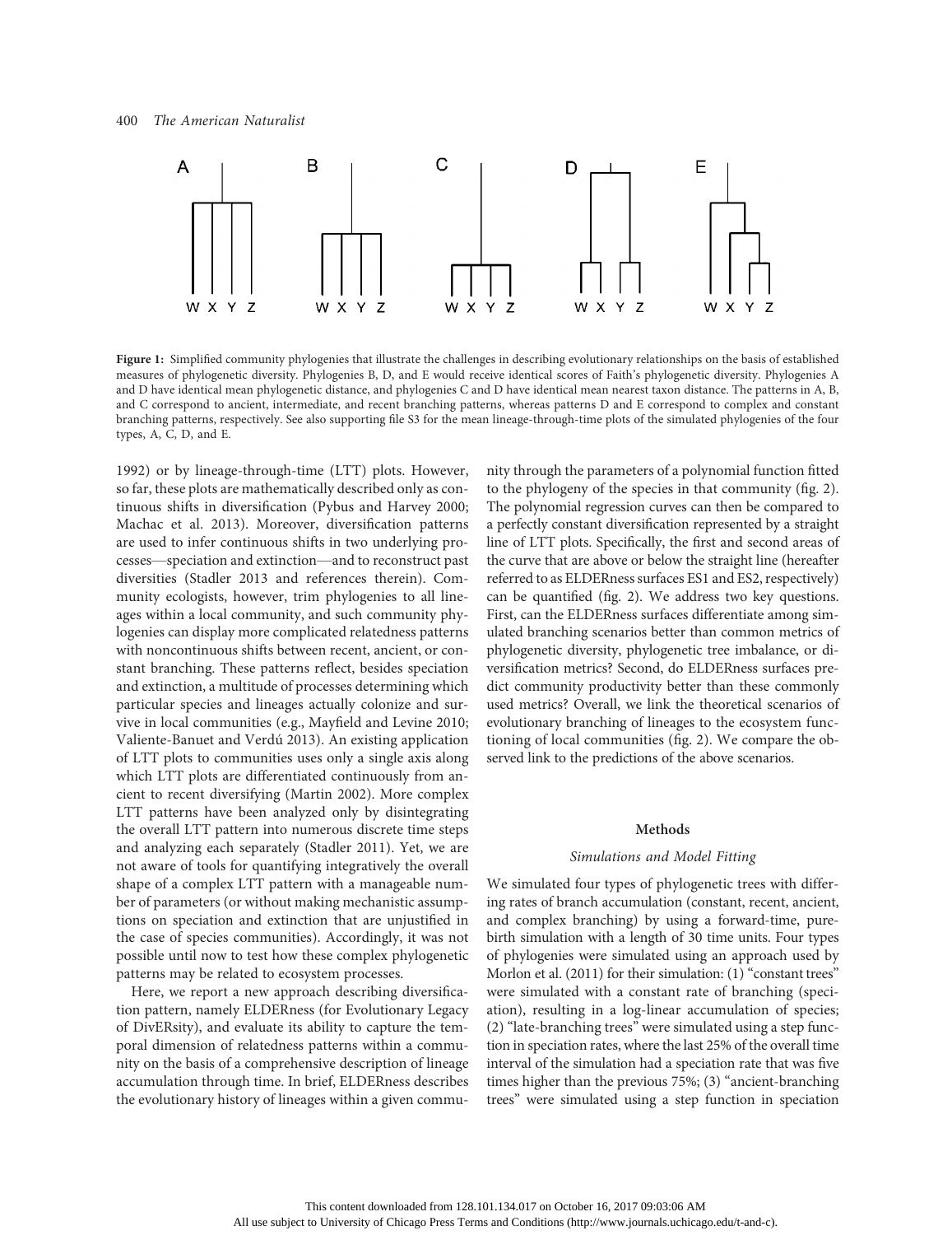Figure 1: Simplified community phylogenies that illustrate the challenges in describing evolutionary relationships on the basis of established measures of phylogenetic diversity. Phylogenies B, D, and E would receive identical scores of Faith's phylogenetic diversity. Phylogenies A and D have identical mean phylogenetic distance, and phylogenies C and D have identical mean nearest taxon distance. The patterns in A, B, and C correspond to ancient, intermediate, and recent branching patterns, whereas patterns D and E correspond to complex and constant branching patterns, respectively. See also supporting file S3 for the mean lineage-through-time plots of the simulated phylogenies of the four types, A, C, D, and E.

1992) or by lineage-through-time (LTT) plots. However, so far, these plots are mathematically described only as continuous shifts in diversification (Pybus and Harvey 2000; Machac et al. 2013). Moreover, diversification patterns are used to infer continuous shifts in two underlying processes—speciation and extinction—and to reconstruct past diversities (Stadler 2013 and references therein). Community ecologists, however, trim phylogenies to all lineages within a local community, and such community phylogenies can display more complicated relatedness patterns with noncontinuous shifts between recent, ancient, or constant branching. These patterns reflect, besides speciation and extinction, a multitude of processes determining which particular species and lineages actually colonize and survive in local communities (e.g., Mayfield and Levine 2010; Valiente-Banuet and Verdú 2013). An existing application of LTT plots to communities uses only a single axis along which LTT plots are differentiated continuously from ancient to recent diversifying (Martin 2002). More complex LTT patterns have been analyzed only by disintegrating the overall LTT pattern into numerous discrete time steps and analyzing each separately (Stadler 2011). Yet, we are not aware of tools for quantifying integratively the overall shape of a complex LTT pattern with a manageable number of parameters (or without making mechanistic assumptions on speciation and extinction that are unjustified in the case of species communities). Accordingly, it was not possible until now to test how these complex phylogenetic patterns may be related to ecosystem processes.

Here, we report a new approach describing diversification pattern, namely ELDERness (for Evolutionary Legacy of DivERsity), and evaluate its ability to capture the temporal dimension of relatedness patterns within a community on the basis of a comprehensive description of lineage accumulation through time. In brief, ELDERness describes the evolutionary history of lineages within a given community through the parameters of a polynomial function fitted to the phylogeny of the species in that community (fig. 2). The polynomial regression curves can then be compared to a perfectly constant diversification represented by a straight line of LTT plots. Specifically, the first and second areas of the curve that are above or below the straight line (hereafter referred to as ELDERness surfaces ES1 and ES2, respectively) can be quantified (fig. 2). We address two key questions. First, can the ELDERness surfaces differentiate among simulated branching scenarios better than common metrics of phylogenetic diversity, phylogenetic tree imbalance, or diversification metrics? Second, do ELDERness surfaces predict community productivity better than these commonly used metrics? Overall, we link the theoretical scenarios of evolutionary branching of lineages to the ecosystem functioning of local communities (fig. 2). We compare the observed link to the predictions of the above scenarios.

## Methods

### *Simulations and Model Fitting*

We simulated four types of phylogenetic trees with differing rates of branch accumulation (constant, recent, ancient, and complex branching) by using a forward-time, pure-birth simulation with a length of 30 time units. Four types of phylogenies were simulated using an approach used by Morlon et al. (2011) for their simulation: (1) "constant trees" were simulated with a constant rate of branching (speciation), resulting in a log-linear accumulation of species; (2) "late-branching trees" were simulated using a step function in speciation rates, where the last 25% of the overall time interval of the simulation had a speciation rate that was five times higher than the previous 75%; (3) "ancient-branching trees" were simulated using a step function in speciation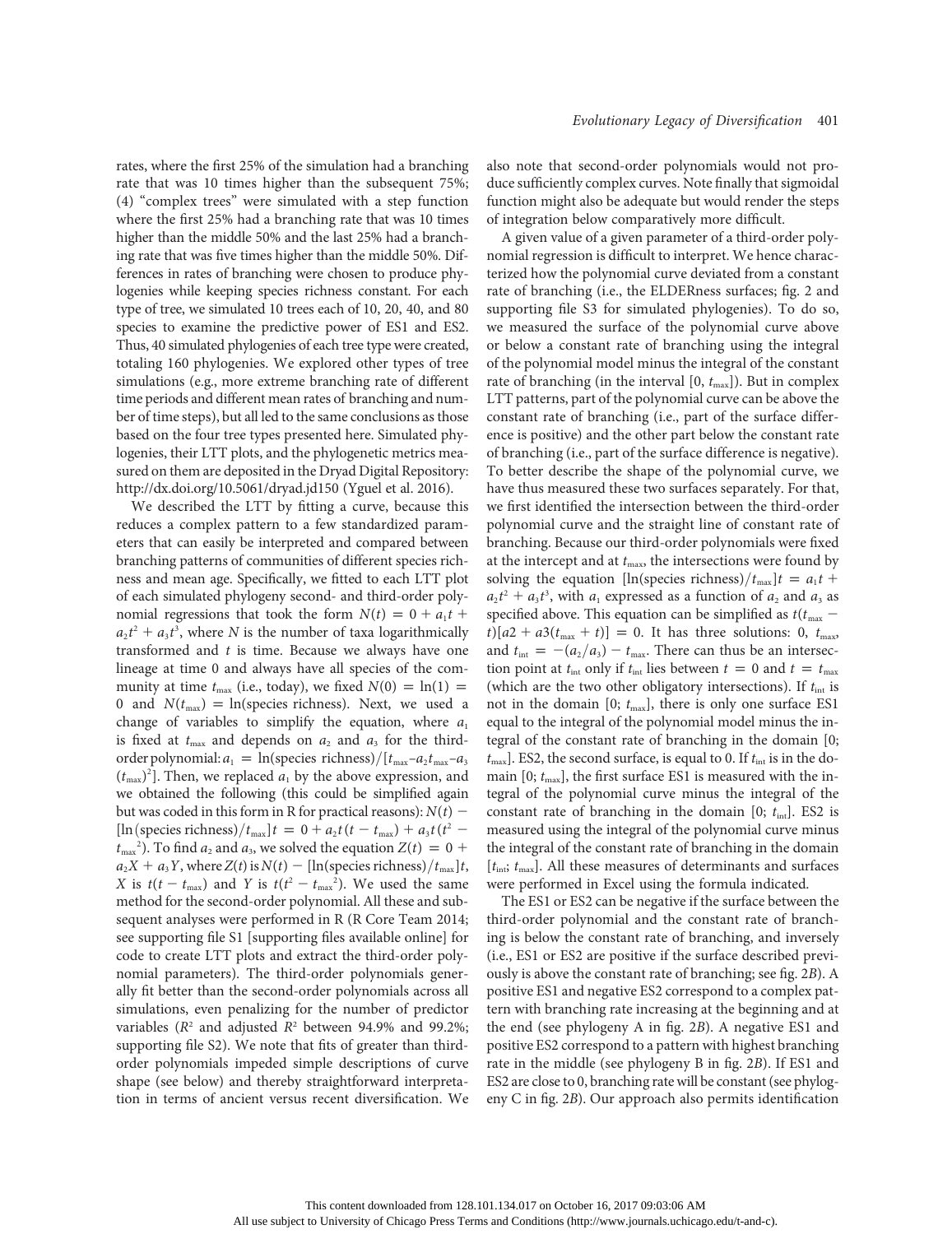rates, where the first 25% of the simulation had a branching rate that was 10 times higher than the subsequent 75%; (4) "complex trees" were simulated with a step function where the first 25% had a branching rate that was 10 times higher than the middle 50% and the last 25% had a branching rate that was five times higher than the middle 50%. Differences in rates of branching were chosen to produce phylogenies while keeping species richness constant. For each type of tree, we simulated 10 trees each of 10, 20, 40, and 80 species to examine the predictive power of ES1 and ES2. Thus, 40 simulated phylogenies of each tree type were created, totaling 160 phylogenies. We explored other types of tree simulations (e.g., more extreme branching rate of different time periods and different mean rates of branching and number of time steps), but all led to the same conclusions as those based on the four tree types presented here. Simulated phylogenies, their LTT plots, and the phylogenetic metrics measured on them are deposited in the Dryad Digital Repository: http://dx.doi.org/10.5061/dryad.jd150 (Yguel et al. 2016).

We described the LTT by fitting a curve, because this reduces a complex pattern to a few standardized parameters that can easily be interpreted and compared between branching patterns of communities of different species richness and mean age. Specifically, we fitted to each LTT plot of each simulated phylogeny second- and third-order polynomial regressions that took the form $N(t) = 0 + a_1t + a_2t^2 + a_3t^3$, where $N$ is the number of taxa logarithmically transformed and $t$ is time. Because we always have one lineage at time 0 and always have all species of the community at time $t_{\max}$ (i.e., today), we fixed $N(0) = \ln(1) = 0$ and $N(t_{\max}) = \ln(\text{species richness})$. Next, we used a change of variables to simplify the equation, where $a_1$ is fixed at $t_{\max}$ and depends on $a_2$ and $a_3$ for the third-order polynomial: $a_1 = \ln(\text{species richness})/[t_{\max} - a_2t_{\max} - a_3(t_{\max})^2]$. Then, we replaced $a_1$ by the above expression, and we obtained the following (this could be simplified again but was coded in this form in R for practical reasons): $N(t) - [\ln(\text{species richness})/t_{\max}]t = 0 + a_2t(t - t_{\max}) + a_3t(t^2 - t_{\max}^2)$. To find $a_2$ and $a_3$, we solved the equation $Z(t) = 0 + a_2X + a_3Y$, where $Z(t)$ is $N(t) - [\ln(\text{species richness})/t_{\max}]t$, $X$ is $t(t - t_{\max})$ and $Y$ is $t(t^2 - t_{\max}^2)$. We used the same method for the second-order polynomial. All these and subsequent analyses were performed in R (R Core Team 2014; see supporting file S1 [supporting files available online] for code to create LTT plots and extract the third-order polynomial parameters). The third-order polynomials generally fit better than the second-order polynomials across all simulations, even penalizing for the number of predictor variables ($R^2$ and adjusted $R^2$ between 94.9% and 99.2%; supporting file S2). We note that fits of greater than third-order polynomials impeded simple descriptions of curve shape (see below) and thereby straightforward interpretation in terms of ancient versus recent diversification. We also note that second-order polynomials would not produce sufficiently complex curves. Note finally that sigmoidal function might also be adequate but would render the steps of integration below comparatively more difficult.

A given value of a given parameter of a third-order polynomial regression is difficult to interpret. We hence characterized how the polynomial curve deviated from a constant rate of branching (i.e., the ELDERness surfaces; fig. 2 and supporting file S3 for simulated phylogenies). To do so, we measured the surface of the polynomial curve above or below a constant rate of branching using the integral of the polynomial model minus the integral of the constant rate of branching (in the interval $[0, t_{\max}]$). But in complex LTT patterns, part of the polynomial curve can be above the constant rate of branching (i.e., part of the surface difference is positive) and the other part below the constant rate of branching (i.e., part of the surface difference is negative). To better describe the shape of the polynomial curve, we have thus measured these two surfaces separately. For that, we first identified the intersection between the third-order polynomial curve and the straight line of constant rate of branching. Because our third-order polynomials were fixed at the intercept and at $t_{\max}$, the intersections were found by solving the equation $[\ln(\text{species richness})/t_{\max}]t = a_1t + a_2t^2 + a_3t^3$, with $a_1$ expressed as a function of $a_2$ and $a_3$ as specified above. This equation can be simplified as $t(t_{\max} - t)[a2 + a3(t_{\max} + t)] = 0$. It has three solutions: 0, $t_{\max}$, and $t_{\text{int}} = -(a_2/a_3) - t_{\max}$. There can thus be an intersection point at $t_{\text{int}}$ only if $t_{\text{int}}$ lies between $t = 0$ and $t = t_{\max}$ (which are the two other obligatory intersections). If $t_{\text{int}}$ is not in the domain $[0; t_{\max}]$, there is only one surface ES1 equal to the integral of the polynomial model minus the integral of the constant rate of branching in the domain $[0; t_{\max}]$. ES2, the second surface, is equal to 0. If $t_{\text{int}}$ is in the domain $[0; t_{\max}]$, the first surface ES1 is measured with the integral of the polynomial curve minus the integral of the constant rate of branching in the domain $[0; t_{\text{int}}]$. ES2 is measured using the integral of the polynomial curve minus the integral of the constant rate of branching in the domain $[t_{\text{int}}; t_{\max}]$. All these measures of determinants and surfaces were performed in Excel using the formula indicated.

The ES1 or ES2 can be negative if the surface between the third-order polynomial and the constant rate of branching is below the constant rate of branching, and inversely (i.e., ES1 or ES2 are positive if the surface described previously is above the constant rate of branching; see fig. 2*B*). A positive ES1 and negative ES2 correspond to a complex pattern with branching rate increasing at the beginning and at the end (see phylogeny A in fig. 2*B*). A negative ES1 and positive ES2 correspond to a pattern with highest branching rate in the middle (see phylogeny B in fig. 2*B*). If ES1 and ES2 are close to 0, branching rate will be constant (see phylogeny C in fig. 2*B*). Our approach also permits identification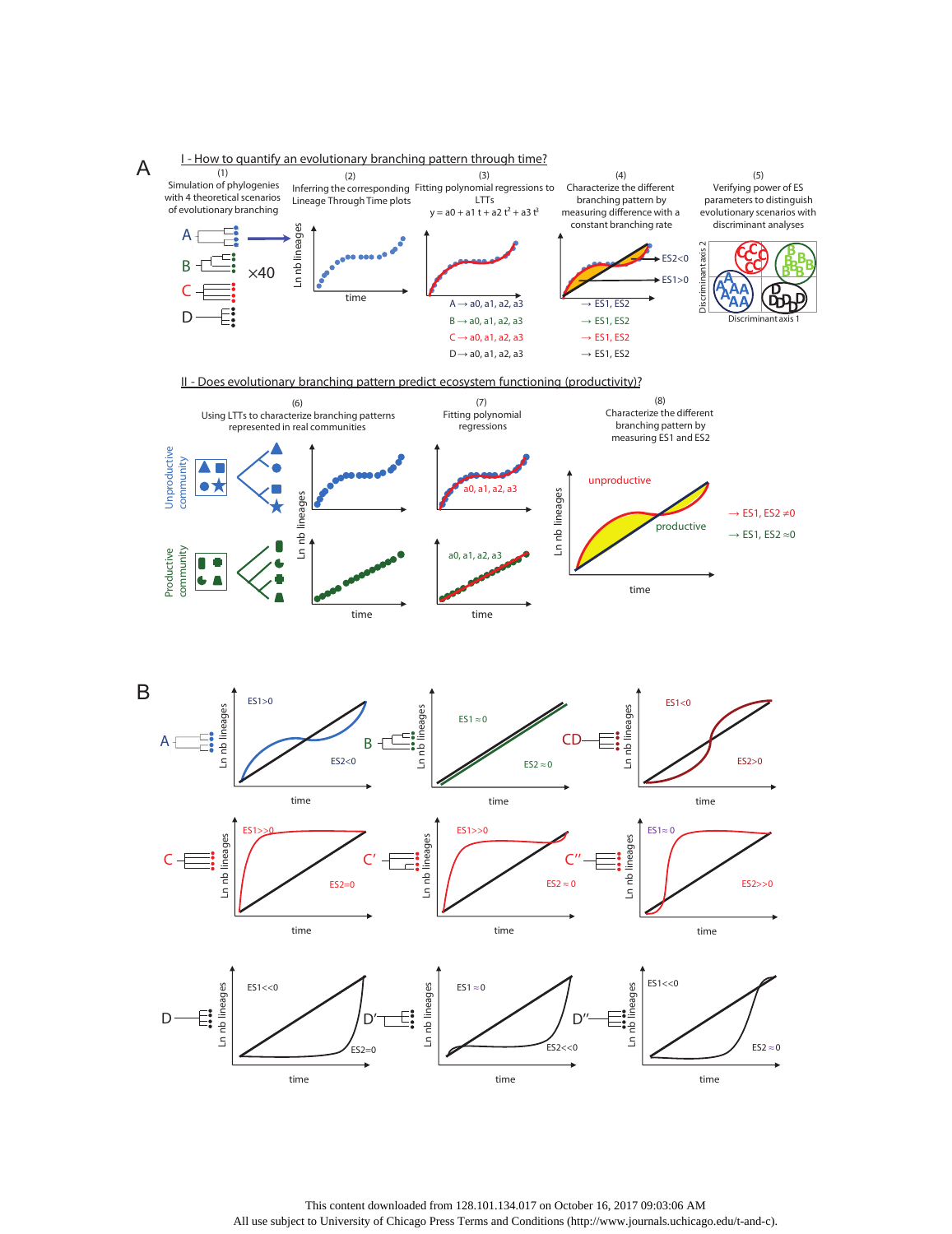A

I - How to quantify an evolutionary branching pattern through time?

(1) Simulation of phylogenies with 4 theoretical scenarios of evolutionary branching

(2) Inferring the corresponding Lineage Through Time plots

(3) Fitting polynomial regressions to LTTs
$y = a0 + a1\ t + a2\ t^2 + a3\ t^3$

(4) Characterize the different branching pattern by measuring difference with a constant branching rate

(5) Verifying power of ES parameters to distinguish evolutionary scenarios with discriminant analyses

A, B, C, D ×40

Ln nb lineages; time

A → a0, a1, a2, a3 → ES1, ES2
B → a0, a1, a2, a3 → ES1, ES2
C → a0, a1, a2, a3 → ES1, ES2
D → a0, a1, a2, a3 → ES1, ES2

ES2<0; ES1>0

Discriminant axis 1; Discriminant axis 2

II - Does evolutionary branching pattern predict ecosystem functioning (productivity)?

(6) Using LTTs to characterize branching patterns represented in real communities

(7) Fitting polynomial regressions

(8) Characterize the different branching pattern by measuring ES1 and ES2

Unproductive community; Productive community

a0, a1, a2, a3

unproductive → ES1, ES2 ≠0
productive → ES1, ES2 ≈0

B

A: ES1>0, ES2<0
B: ES1 ≈ 0, ES2 ≈ 0
CD: ES1<0, ES2>0
C: ES1>>0, ES2=0
C′: ES1>>0, ES2 ≈ 0
C″: ES1 ≈ 0, ES2>>0
D: ES1<<0, ES2=0
D′: ES1 ≈ 0, ES2<<0
D″: ES1<<0, ES2 ≈ 0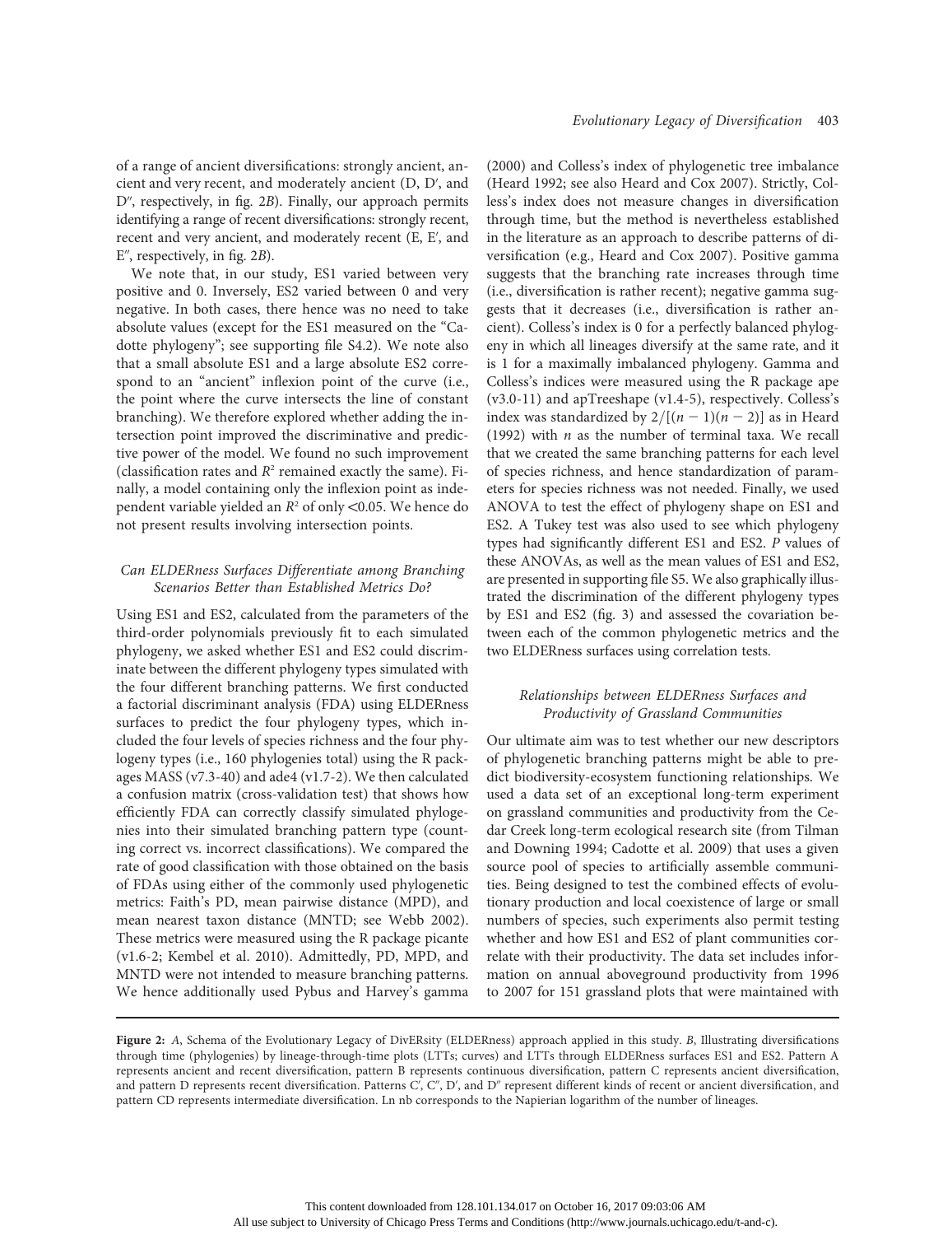of a range of ancient diversifications: strongly ancient, ancient and very recent, and moderately ancient (D, D′, and D″, respectively, in fig. 2*B*). Finally, our approach permits identifying a range of recent diversifications: strongly recent, recent and very ancient, and moderately recent (E, E′, and E″, respectively, in fig. 2*B*).

We note that, in our study, ES1 varied between very positive and 0. Inversely, ES2 varied between 0 and very negative. In both cases, there hence was no need to take absolute values (except for the ES1 measured on the "Cadotte phylogeny"; see supporting file S4.2). We note also that a small absolute ES1 and a large absolute ES2 correspond to an "ancient" inflexion point of the curve (i.e., the point where the curve intersects the line of constant branching). We therefore explored whether adding the intersection point improved the discriminative and predictive power of the model. We found no such improvement (classification rates and $R^2$ remained exactly the same). Finally, a model containing only the inflexion point as independent variable yielded an $R^2$ of only $<0.05$. We hence do not present results involving intersection points.

### *Can ELDERness Surfaces Differentiate among Branching Scenarios Better than Established Metrics Do?*

Using ES1 and ES2, calculated from the parameters of the third-order polynomials previously fit to each simulated phylogeny, we asked whether ES1 and ES2 could discriminate between the different phylogeny types simulated with the four different branching patterns. We first conducted a factorial discriminant analysis (FDA) using ELDERness surfaces to predict the four phylogeny types, which included the four levels of species richness and the four phylogeny types (i.e., 160 phylogenies total) using the R packages MASS (v7.3-40) and ade4 (v1.7-2). We then calculated a confusion matrix (cross-validation test) that shows how efficiently FDA can correctly classify simulated phylogenies into their simulated branching pattern type (counting correct vs. incorrect classifications). We compared the rate of good classification with those obtained on the basis of FDAs using either of the commonly used phylogenetic metrics: Faith's PD, mean pairwise distance (MPD), and mean nearest taxon distance (MNTD; see Webb 2002). These metrics were measured using the R package picante (v1.6-2; Kembel et al. 2010). Admittedly, PD, MPD, and MNTD were not intended to measure branching patterns. We hence additionally used Pybus and Harvey's gamma (2000) and Colless's index of phylogenetic tree imbalance (Heard 1992; see also Heard and Cox 2007). Strictly, Colless's index does not measure changes in diversification through time, but the method is nevertheless established in the literature as an approach to describe patterns of diversification (e.g., Heard and Cox 2007). Positive gamma suggests that the branching rate increases through time (i.e., diversification is rather recent); negative gamma suggests that it decreases (i.e., diversification is rather ancient). Colless's index is 0 for a perfectly balanced phylogeny in which all lineages diversify at the same rate, and it is 1 for a maximally imbalanced phylogeny. Gamma and Colless's indices were measured using the R package ape (v3.0-11) and apTreeshape (v1.4-5), respectively. Colless's index was standardized by $2/[(n-1)(n-2)]$ as in Heard (1992) with $n$ as the number of terminal taxa. We recall that we created the same branching patterns for each level of species richness, and hence standardization of parameters for species richness was not needed. Finally, we used ANOVA to test the effect of phylogeny shape on ES1 and ES2. A Tukey test was also used to see which phylogeny types had significantly different ES1 and ES2. *P* values of these ANOVAs, as well as the mean values of ES1 and ES2, are presented in supporting file S5. We also graphically illustrated the discrimination of the different phylogeny types by ES1 and ES2 (fig. 3) and assessed the covariation between each of the common phylogenetic metrics and the two ELDERness surfaces using correlation tests.

### *Relationships between ELDERness Surfaces and Productivity of Grassland Communities*

Our ultimate aim was to test whether our new descriptors of phylogenetic branching patterns might be able to predict biodiversity-ecosystem functioning relationships. We used a data set of an exceptional long-term experiment on grassland communities and productivity from the Cedar Creek long-term ecological research site (from Tilman and Downing 1994; Cadotte et al. 2009) that uses a given source pool of species to artificially assemble communities. Being designed to test the combined effects of evolutionary production and local coexistence of large or small numbers of species, such experiments also permit testing whether and how ES1 and ES2 of plant communities correlate with their productivity. The data set includes information on annual aboveground productivity from 1996 to 2007 for 151 grassland plots that were maintained with

**Figure 2:** *A*, Schema of the Evolutionary Legacy of DivERsity (ELDERness) approach applied in this study. *B*, Illustrating diversifications through time (phylogenies) by lineage-through-time plots (LTTs; curves) and LTTs through ELDERness surfaces ES1 and ES2. Pattern A represents ancient and recent diversification, pattern B represents continuous diversification, pattern C represents ancient diversification, and pattern D represents recent diversification. Patterns C′, C″, D′, and D″ represent different kinds of recent or ancient diversification, and pattern CD represents intermediate diversification. Ln nb corresponds to the Napierian logarithm of the number of lineages.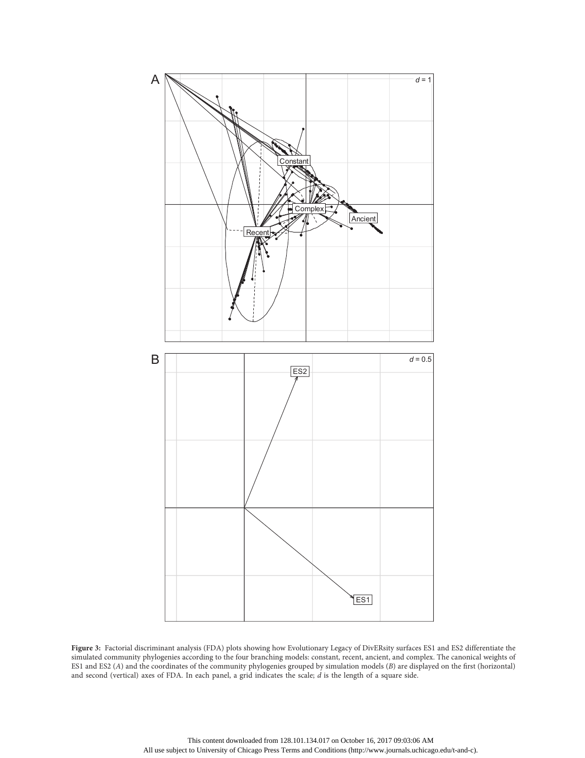**Figure 3:** Factorial discriminant analysis (FDA) plots showing how Evolutionary Legacy of DivERsity surfaces ES1 and ES2 differentiate the simulated community phylogenies according to the four branching models: constant, recent, ancient, and complex. The canonical weights of ES1 and ES2 (*A*) and the coordinates of the community phylogenies grouped by simulation models (*B*) are displayed on the first (horizontal) and second (vertical) axes of FDA. In each panel, a grid indicates the scale; *d* is the length of a square side.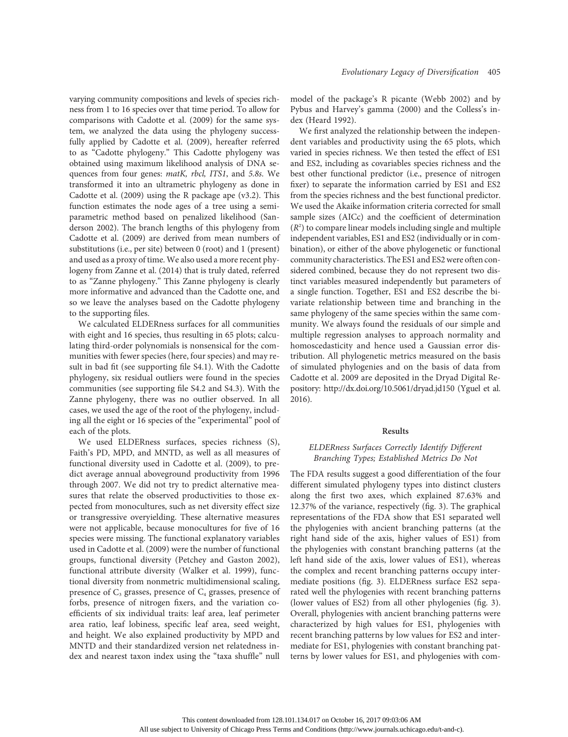varying community compositions and levels of species richness from 1 to 16 species over that time period. To allow for comparisons with Cadotte et al. (2009) for the same system, we analyzed the data using the phylogeny successfully applied by Cadotte et al. (2009), hereafter referred to as "Cadotte phylogeny." This Cadotte phylogeny was obtained using maximum likelihood analysis of DNA sequences from four genes: *matK, rbcl, ITS1*, and *5.8s*. We transformed it into an ultrametric phylogeny as done in Cadotte et al. (2009) using the R package ape (v3.2). This function estimates the node ages of a tree using a semiparametric method based on penalized likelihood (Sanderson 2002). The branch lengths of this phylogeny from Cadotte et al. (2009) are derived from mean numbers of substitutions (i.e., per site) between 0 (root) and 1 (present) and used as a proxy of time. We also used a more recent phylogeny from Zanne et al. (2014) that is truly dated, referred to as "Zanne phylogeny." This Zanne phylogeny is clearly more informative and advanced than the Cadotte one, and so we leave the analyses based on the Cadotte phylogeny to the supporting files.

We calculated ELDERness surfaces for all communities with eight and 16 species, thus resulting in 65 plots; calculating third-order polynomials is nonsensical for the communities with fewer species (here, four species) and may result in bad fit (see supporting file S4.1). With the Cadotte phylogeny, six residual outliers were found in the species communities (see supporting file S4.2 and S4.3). With the Zanne phylogeny, there was no outlier observed. In all cases, we used the age of the root of the phylogeny, including all the eight or 16 species of the "experimental" pool of each of the plots.

We used ELDERness surfaces, species richness (S), Faith's PD, MPD, and MNTD, as well as all measures of functional diversity used in Cadotte et al. (2009), to predict average annual aboveground productivity from 1996 through 2007. We did not try to predict alternative measures that relate the observed productivities to those expected from monocultures, such as net diversity effect size or transgressive overyielding. These alternative measures were not applicable, because monocultures for five of 16 species were missing. The functional explanatory variables used in Cadotte et al. (2009) were the number of functional groups, functional diversity (Petchey and Gaston 2002), functional attribute diversity (Walker et al. 1999), functional diversity from nonmetric multidimensional scaling, presence of $C_3$ grasses, presence of $C_4$ grasses, presence of forbs, presence of nitrogen fixers, and the variation coefficients of six individual traits: leaf area, leaf perimeter area ratio, leaf lobiness, specific leaf area, seed weight, and height. We also explained productivity by MPD and MNTD and their standardized version net relatedness index and nearest taxon index using the "taxa shuffle" null model of the package's R picante (Webb 2002) and by Pybus and Harvey's gamma (2000) and the Colless's index (Heard 1992).

We first analyzed the relationship between the independent variables and productivity using the 65 plots, which varied in species richness. We then tested the effect of ES1 and ES2, including as covariables species richness and the best other functional predictor (i.e., presence of nitrogen fixer) to separate the information carried by ES1 and ES2 from the species richness and the best functional predictor. We used the Akaike information criteria corrected for small sample sizes (AICc) and the coefficient of determination ($R^2$) to compare linear models including single and multiple independent variables, ES1 and ES2 (individually or in combination), or either of the above phylogenetic or functional community characteristics. The ES1 and ES2 were often considered combined, because they do not represent two distinct variables measured independently but parameters of a single function. Together, ES1 and ES2 describe the bivariate relationship between time and branching in the same phylogeny of the same species within the same community. We always found the residuals of our simple and multiple regression analyses to approach normality and homoscedasticity and hence used a Gaussian error distribution. All phylogenetic metrics measured on the basis of simulated phylogenies and on the basis of data from Cadotte et al. 2009 are deposited in the Dryad Digital Repository: http://dx.doi.org/10.5061/dryad.jd150 (Yguel et al. 2016).

## Results

### *ELDERness Surfaces Correctly Identify Different Branching Types; Established Metrics Do Not*

The FDA results suggest a good differentiation of the four different simulated phylogeny types into distinct clusters along the first two axes, which explained 87.63% and 12.37% of the variance, respectively (fig. 3). The graphical representations of the FDA show that ES1 separated well the phylogenies with ancient branching patterns (at the right hand side of the axis, higher values of ES1) from the phylogenies with constant branching patterns (at the left hand side of the axis, lower values of ES1), whereas the complex and recent branching patterns occupy intermediate positions (fig. 3). ELDERness surface ES2 separated well the phylogenies with recent branching patterns (lower values of ES2) from all other phylogenies (fig. 3). Overall, phylogenies with ancient branching patterns were characterized by high values for ES1, phylogenies with recent branching patterns by low values for ES2 and intermediate for ES1, phylogenies with constant branching patterns by lower values for ES1, and phylogenies with com-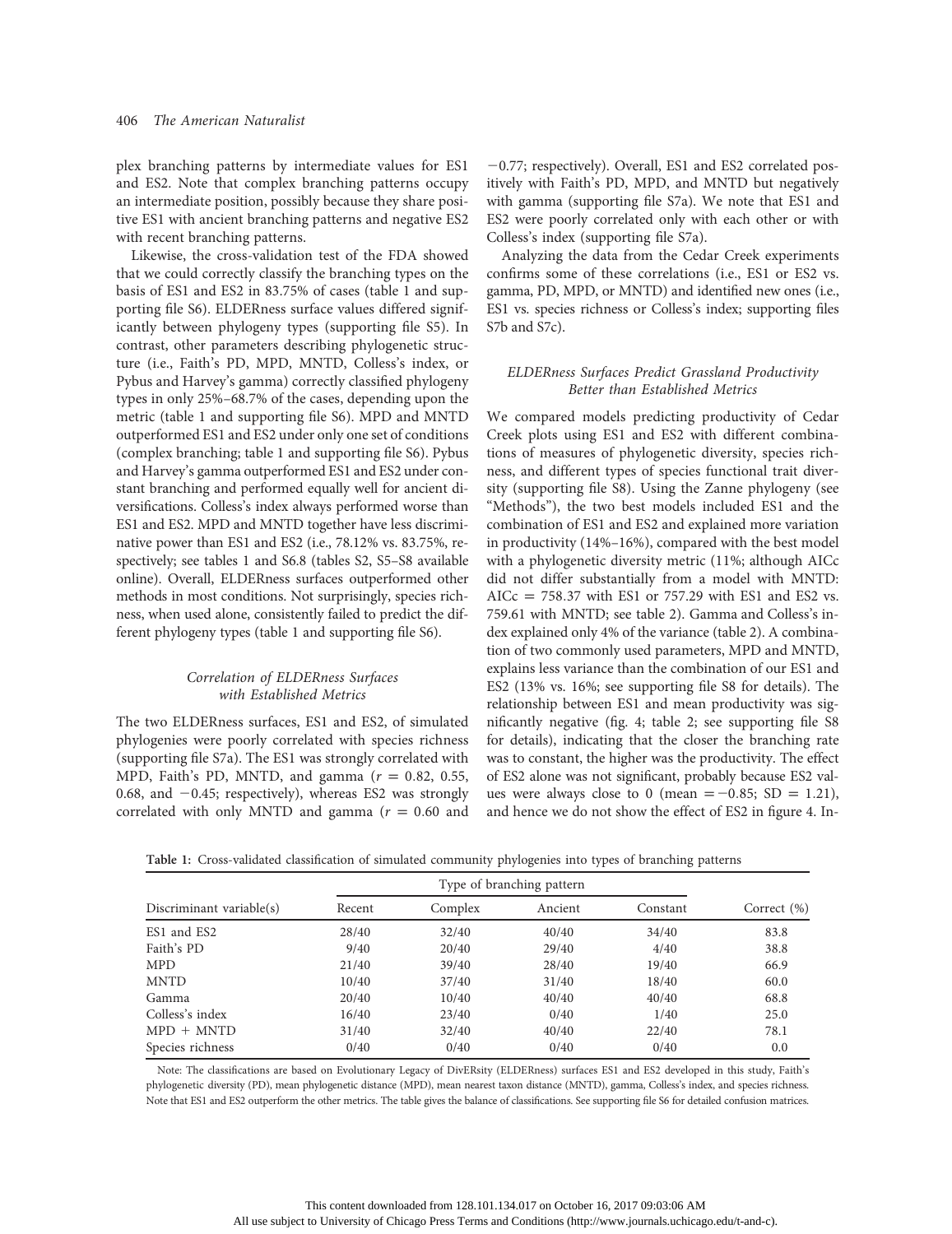plex branching patterns by intermediate values for ES1 and ES2. Note that complex branching patterns occupy an intermediate position, possibly because they share positive ES1 with ancient branching patterns and negative ES2 with recent branching patterns.

Likewise, the cross-validation test of the FDA showed that we could correctly classify the branching types on the basis of ES1 and ES2 in 83.75% of cases (table 1 and supporting file S6). ELDERness surface values differed significantly between phylogeny types (supporting file S5). In contrast, other parameters describing phylogenetic structure (i.e., Faith's PD, MPD, MNTD, Colless's index, or Pybus and Harvey's gamma) correctly classified phylogeny types in only 25%–68.7% of the cases, depending upon the metric (table 1 and supporting file S6). MPD and MNTD outperformed ES1 and ES2 under only one set of conditions (complex branching; table 1 and supporting file S6). Pybus and Harvey's gamma outperformed ES1 and ES2 under constant branching and performed equally well for ancient diversifications. Colless's index always performed worse than ES1 and ES2. MPD and MNTD together have less discriminative power than ES1 and ES2 (i.e., 78.12% vs. 83.75%, respectively; see tables 1 and S6.8 (tables S2, S5–S8 available online). Overall, ELDERness surfaces outperformed other methods in most conditions. Not surprisingly, species richness, when used alone, consistently failed to predict the different phylogeny types (table 1 and supporting file S6).

### Correlation of ELDERness Surfaces with Established Metrics

The two ELDERness surfaces, ES1 and ES2, of simulated phylogenies were poorly correlated with species richness (supporting file S7a). The ES1 was strongly correlated with MPD, Faith's PD, MNTD, and gamma ($r = 0.82$, 0.55, 0.68, and $-0.45$; respectively), whereas ES2 was strongly correlated with only MNTD and gamma ($r = 0.60$ and $-0.77$; respectively). Overall, ES1 and ES2 correlated positively with Faith's PD, MPD, and MNTD but negatively with gamma (supporting file S7a). We note that ES1 and ES2 were poorly correlated only with each other or with Colless's index (supporting file S7a).

Analyzing the data from the Cedar Creek experiments confirms some of these correlations (i.e., ES1 or ES2 vs. gamma, PD, MPD, or MNTD) and identified new ones (i.e., ES1 vs. species richness or Colless's index; supporting files S7b and S7c).

### ELDERness Surfaces Predict Grassland Productivity Better than Established Metrics

We compared models predicting productivity of Cedar Creek plots using ES1 and ES2 with different combinations of measures of phylogenetic diversity, species richness, and different types of species functional trait diversity (supporting file S8). Using the Zanne phylogeny (see "Methods"), the two best models included ES1 and the combination of ES1 and ES2 and explained more variation in productivity (14%–16%), compared with the best model with a phylogenetic diversity metric (11%; although AICc did not differ substantially from a model with MNTD: AICc = 758.37 with ES1 or 757.29 with ES1 and ES2 vs. 759.61 with MNTD; see table 2). Gamma and Colless's index explained only 4% of the variance (table 2). A combination of two commonly used parameters, MPD and MNTD, explains less variance than the combination of our ES1 and ES2 (13% vs. 16%; see supporting file S8 for details). The relationship between ES1 and mean productivity was significantly negative (fig. 4; table 2; see supporting file S8 for details), indicating that the closer the branching rate was to constant, the higher was the productivity. The effect of ES2 alone was not significant, probably because ES2 values were always close to 0 (mean $= -0.85$; SD $= 1.21$), and hence we do not show the effect of ES2 in figure 4. In-

**Table 1:** Cross-validated classification of simulated community phylogenies into types of branching patterns

| Discriminant variable(s) | Type of branching pattern | | | | Correct (%) |
|---|---|---|---|---|---|
| | Recent | Complex | Ancient | Constant | |
| ES1 and ES2 | 28/40 | 32/40 | 40/40 | 34/40 | 83.8 |
| Faith's PD | 9/40 | 20/40 | 29/40 | 4/40 | 38.8 |
| MPD | 21/40 | 39/40 | 28/40 | 19/40 | 66.9 |
| MNTD | 10/40 | 37/40 | 31/40 | 18/40 | 60.0 |
| Gamma | 20/40 | 10/40 | 40/40 | 40/40 | 68.8 |
| Colless's index | 16/40 | 23/40 | 0/40 | 1/40 | 25.0 |
| MPD + MNTD | 31/40 | 32/40 | 40/40 | 22/40 | 78.1 |
| Species richness | 0/40 | 0/40 | 0/40 | 0/40 | 0.0 |

Note: The classifications are based on Evolutionary Legacy of DivERsity (ELDERness) surfaces ES1 and ES2 developed in this study, Faith's phylogenetic diversity (PD), mean phylogenetic distance (MPD), mean nearest taxon distance (MNTD), gamma, Colless's index, and species richness. Note that ES1 and ES2 outperform the other metrics. The table gives the balance of classifications. See supporting file S6 for detailed confusion matrices.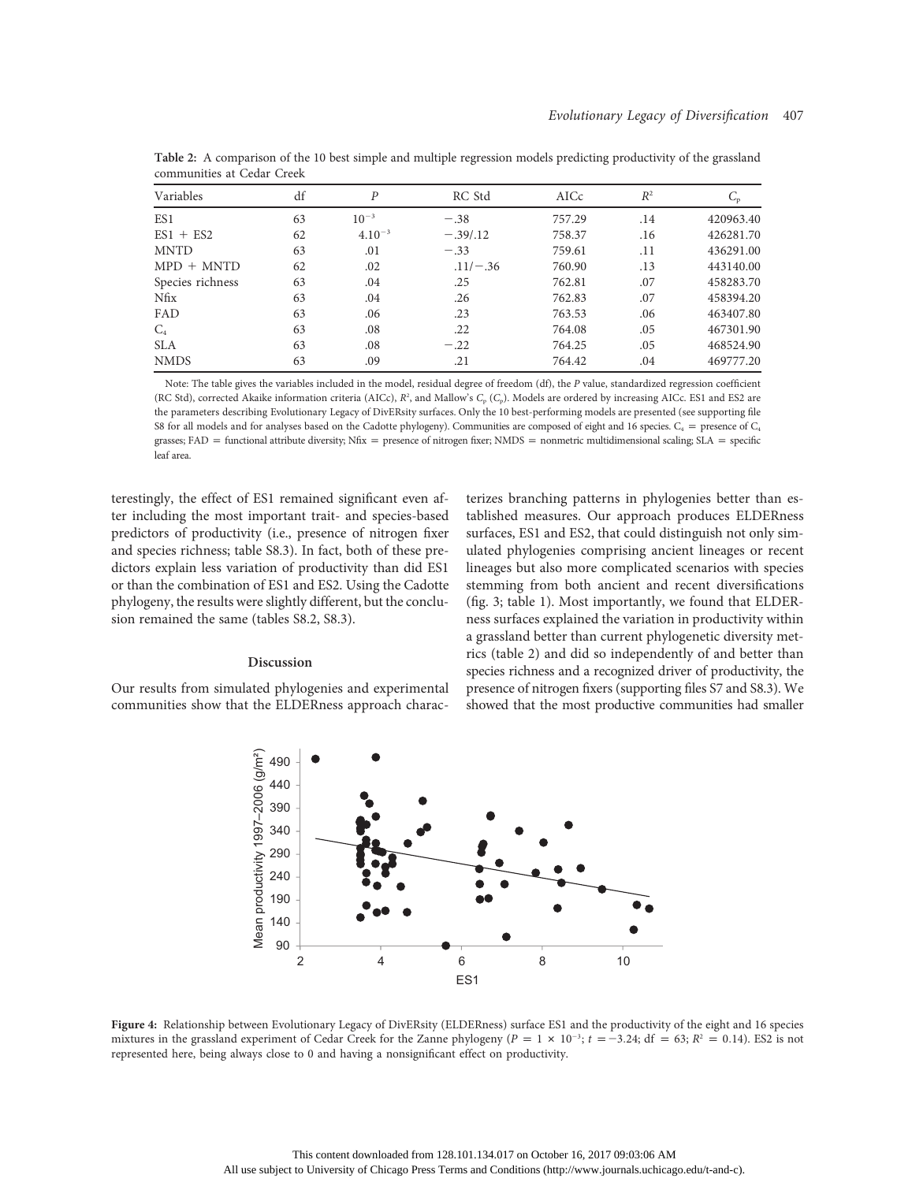**Table 2:** A comparison of the 10 best simple and multiple regression models predicting productivity of the grassland communities at Cedar Creek

| Variables | df | $P$ | RC Std | AICc | $R^2$ | $C_p$ |
|---|---|---|---|---|---|---|
| ES1 | 63 | $10^{-3}$ | −.38 | 757.29 | .14 | 420963.40 |
| ES1 + ES2 | 62 | $4.10^{-3}$ | −.39/.12 | 758.37 | .16 | 426281.70 |
| MNTD | 63 | .01 | −.33 | 759.61 | .11 | 436291.00 |
| MPD + MNTD | 62 | .02 | .11/−.36 | 760.90 | .13 | 443140.00 |
| Species richness | 63 | .04 | .25 | 762.81 | .07 | 458283.70 |
| Nfix | 63 | .04 | .26 | 762.83 | .07 | 458394.20 |
| FAD | 63 | .06 | .23 | 763.53 | .06 | 463407.80 |
| $C_4$ | 63 | .08 | .22 | 764.08 | .05 | 467301.90 |
| SLA | 63 | .08 | −.22 | 764.25 | .05 | 468524.90 |
| NMDS | 63 | .09 | .21 | 764.42 | .04 | 469777.20 |

Note: The table gives the variables included in the model, residual degree of freedom (df), the $P$ value, standardized regression coefficient (RC Std), corrected Akaike information criteria (AICc), $R^2$, and Mallow's $C_p$ ($C_p$). Models are ordered by increasing AICc. ES1 and ES2 are the parameters describing Evolutionary Legacy of DivERsity surfaces. Only the 10 best-performing models are presented (see supporting file S8 for all models and for analyses based on the Cadotte phylogeny). Communities are composed of eight and 16 species. $C_4$ = presence of $C_4$ grasses; FAD = functional attribute diversity; Nfix = presence of nitrogen fixer; NMDS = nonmetric multidimensional scaling; SLA = specific leaf area.

terestingly, the effect of ES1 remained significant even after including the most important trait- and species-based predictors of productivity (i.e., presence of nitrogen fixer and species richness; table S8.3). In fact, both of these predictors explain less variation of productivity than did ES1 or than the combination of ES1 and ES2. Using the Cadotte phylogeny, the results were slightly different, but the conclusion remained the same (tables S8.2, S8.3).

## Discussion

Our results from simulated phylogenies and experimental communities show that the ELDERness approach characterizes branching patterns in phylogenies better than established measures. Our approach produces ELDERness surfaces, ES1 and ES2, that could distinguish not only simulated phylogenies comprising ancient lineages or recent lineages but also more complicated scenarios with species stemming from both ancient and recent diversifications (fig. 3; table 1). Most importantly, we found that ELDERness surfaces explained the variation in productivity within a grassland better than current phylogenetic diversity metrics (table 2) and did so independently of and better than species richness and a recognized driver of productivity, the presence of nitrogen fixers (supporting files S7 and S8.3). We showed that the most productive communities had smaller

**Figure 4:** Relationship between Evolutionary Legacy of DivERsity (ELDERness) surface ES1 and the productivity of the eight and 16 species mixtures in the grassland experiment of Cedar Creek for the Zanne phylogeny ($P = 1 \times 10^{-3}$; $t = -3.24$; df = 63; $R^2 = 0.14$). ES2 is not represented here, being always close to 0 and having a nonsignificant effect on productivity.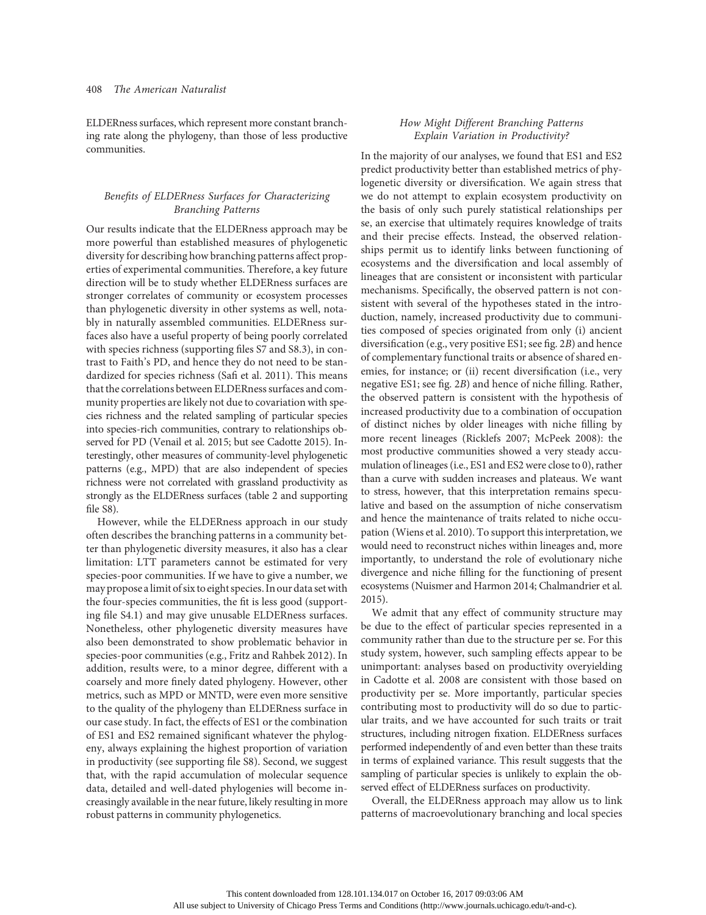ELDERness surfaces, which represent more constant branching rate along the phylogeny, than those of less productive communities.

### *Benefits of ELDERness Surfaces for Characterizing Branching Patterns*

Our results indicate that the ELDERness approach may be more powerful than established measures of phylogenetic diversity for describing how branching patterns affect properties of experimental communities. Therefore, a key future direction will be to study whether ELDERness surfaces are stronger correlates of community or ecosystem processes than phylogenetic diversity in other systems as well, notably in naturally assembled communities. ELDERness surfaces also have a useful property of being poorly correlated with species richness (supporting files S7 and S8.3), in contrast to Faith's PD, and hence they do not need to be standardized for species richness (Safi et al. 2011). This means that the correlations between ELDERness surfaces and community properties are likely not due to covariation with species richness and the related sampling of particular species into species-rich communities, contrary to relationships observed for PD (Venail et al. 2015; but see Cadotte 2015). Interestingly, other measures of community-level phylogenetic patterns (e.g., MPD) that are also independent of species richness were not correlated with grassland productivity as strongly as the ELDERness surfaces (table 2 and supporting file S8).

However, while the ELDERness approach in our study often describes the branching patterns in a community better than phylogenetic diversity measures, it also has a clear limitation: LTT parameters cannot be estimated for very species-poor communities. If we have to give a number, we may propose a limit of six to eight species. In our data set with the four-species communities, the fit is less good (supporting file S4.1) and may give unusable ELDERness surfaces. Nonetheless, other phylogenetic diversity measures have also been demonstrated to show problematic behavior in species-poor communities (e.g., Fritz and Rahbek 2012). In addition, results were, to a minor degree, different with a coarsely and more finely dated phylogeny. However, other metrics, such as MPD or MNTD, were even more sensitive to the quality of the phylogeny than ELDERness surface in our case study. In fact, the effects of ES1 or the combination of ES1 and ES2 remained significant whatever the phylogeny, always explaining the highest proportion of variation in productivity (see supporting file S8). Second, we suggest that, with the rapid accumulation of molecular sequence data, detailed and well-dated phylogenies will become increasingly available in the near future, likely resulting in more robust patterns in community phylogenetics.

### *How Might Different Branching Patterns Explain Variation in Productivity?*

In the majority of our analyses, we found that ES1 and ES2 predict productivity better than established metrics of phylogenetic diversity or diversification. We again stress that we do not attempt to explain ecosystem productivity on the basis of only such purely statistical relationships per se, an exercise that ultimately requires knowledge of traits and their precise effects. Instead, the observed relationships permit us to identify links between functioning of ecosystems and the diversification and local assembly of lineages that are consistent or inconsistent with particular mechanisms. Specifically, the observed pattern is not consistent with several of the hypotheses stated in the introduction, namely, increased productivity due to communities composed of species originated from only (i) ancient diversification (e.g., very positive ES1; see fig. 2*B*) and hence of complementary functional traits or absence of shared enemies, for instance; or (ii) recent diversification (i.e., very negative ES1; see fig. 2*B*) and hence of niche filling. Rather, the observed pattern is consistent with the hypothesis of increased productivity due to a combination of occupation of distinct niches by older lineages with niche filling by more recent lineages (Ricklefs 2007; McPeek 2008): the most productive communities showed a very steady accumulation of lineages (i.e., ES1 and ES2 were close to 0), rather than a curve with sudden increases and plateaus. We want to stress, however, that this interpretation remains speculative and based on the assumption of niche conservatism and hence the maintenance of traits related to niche occupation (Wiens et al. 2010). To support this interpretation, we would need to reconstruct niches within lineages and, more importantly, to understand the role of evolutionary niche divergence and niche filling for the functioning of present ecosystems (Nuismer and Harmon 2014; Chalmandrier et al. 2015).

We admit that any effect of community structure may be due to the effect of particular species represented in a community rather than due to the structure per se. For this study system, however, such sampling effects appear to be unimportant: analyses based on productivity overyielding in Cadotte et al. 2008 are consistent with those based on productivity per se. More importantly, particular species contributing most to productivity will do so due to particular traits, and we have accounted for such traits or trait structures, including nitrogen fixation. ELDERness surfaces performed independently of and even better than these traits in terms of explained variance. This result suggests that the sampling of particular species is unlikely to explain the observed effect of ELDERness surfaces on productivity.

Overall, the ELDERness approach may allow us to link patterns of macroevolutionary branching and local species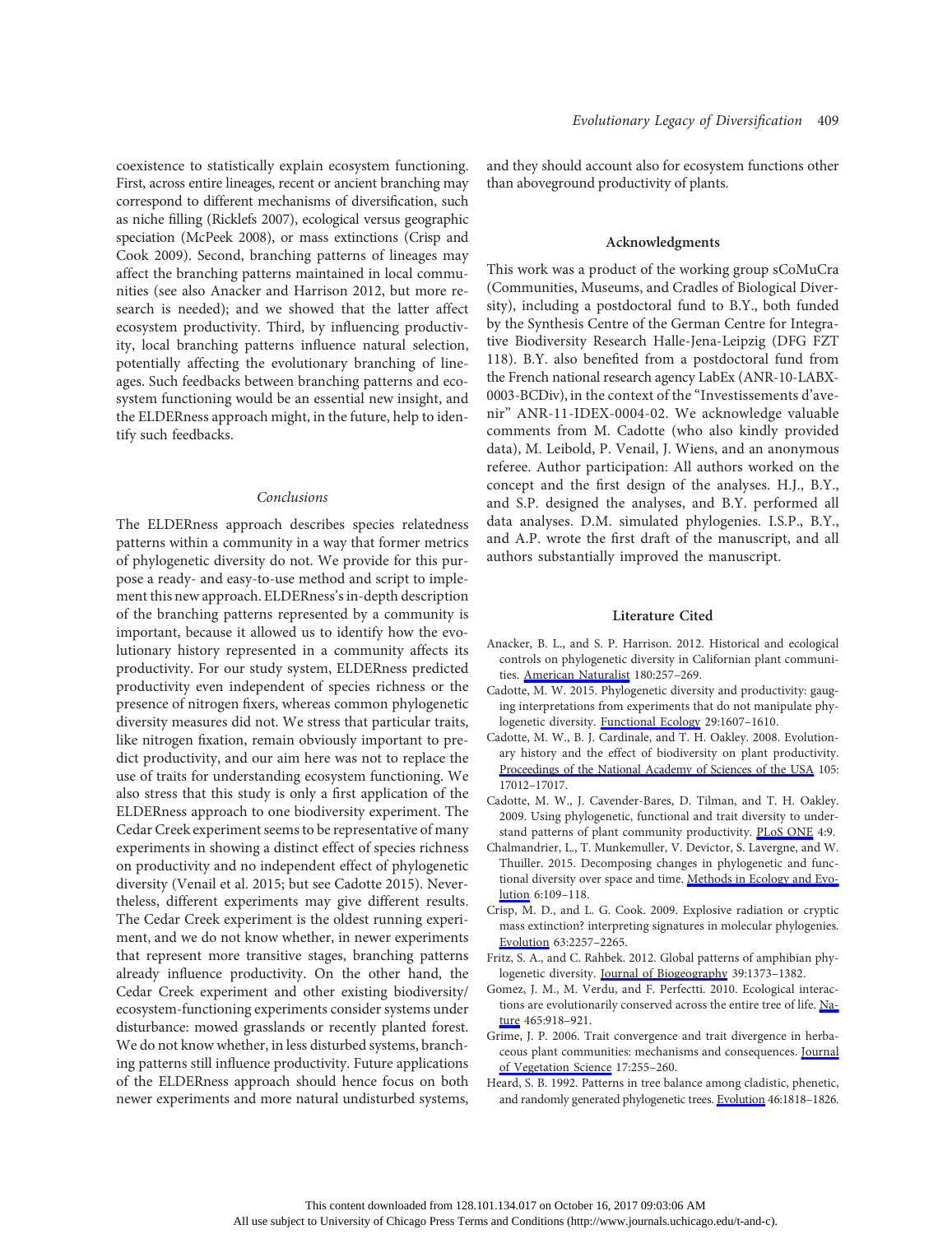coexistence to statistically explain ecosystem functioning. First, across entire lineages, recent or ancient branching may correspond to different mechanisms of diversification, such as niche filling (Ricklefs 2007), ecological versus geographic speciation (McPeek 2008), or mass extinctions (Crisp and Cook 2009). Second, branching patterns of lineages may affect the branching patterns maintained in local communities (see also Anacker and Harrison 2012, but more research is needed); and we showed that the latter affect ecosystem productivity. Third, by influencing productivity, local branching patterns influence natural selection, potentially affecting the evolutionary branching of lineages. Such feedbacks between branching patterns and ecosystem functioning would be an essential new insight, and the ELDERness approach might, in the future, help to identify such feedbacks.

### Conclusions

The ELDERness approach describes species relatedness patterns within a community in a way that former metrics of phylogenetic diversity do not. We provide for this purpose a ready- and easy-to-use method and script to implement this new approach. ELDERness's in-depth description of the branching patterns represented by a community is important, because it allowed us to identify how the evolutionary history represented in a community affects its productivity. For our study system, ELDERness predicted productivity even independent of species richness or the presence of nitrogen fixers, whereas common phylogenetic diversity measures did not. We stress that particular traits, like nitrogen fixation, remain obviously important to predict productivity, and our aim here was not to replace the use of traits for understanding ecosystem functioning. We also stress that this study is only a first application of the ELDERness approach to one biodiversity experiment. The Cedar Creek experiment seems to be representative of many experiments in showing a distinct effect of species richness on productivity and no independent effect of phylogenetic diversity (Venail et al. 2015; but see Cadotte 2015). Nevertheless, different experiments may give different results. The Cedar Creek experiment is the oldest running experiment, and we do not know whether, in newer experiments that represent more transitive stages, branching patterns already influence productivity. On the other hand, the Cedar Creek experiment and other existing biodiversity/ecosystem-functioning experiments consider systems under disturbance: mowed grasslands or recently planted forest. We do not know whether, in less disturbed systems, branching patterns still influence productivity. Future applications of the ELDERness approach should hence focus on both newer experiments and more natural undisturbed systems, and they should account also for ecosystem functions other than aboveground productivity of plants.

### Acknowledgments

This work was a product of the working group sCoMuCra (Communities, Museums, and Cradles of Biological Diversity), including a postdoctoral fund to B.Y., both funded by the Synthesis Centre of the German Centre for Integrative Biodiversity Research Halle-Jena-Leipzig (DFG FZT 118). B.Y. also benefited from a postdoctoral fund from the French national research agency LabEx (ANR-10-LABX-0003-BCDiv), in the context of the "Investissements d'avenir" ANR-11-IDEX-0004-02. We acknowledge valuable comments from M. Cadotte (who also kindly provided data), M. Leibold, P. Venail, J. Wiens, and an anonymous referee. Author participation: All authors worked on the concept and the first design of the analyses. H.J., B.Y., and S.P. designed the analyses, and B.Y. performed all data analyses. D.M. simulated phylogenies. I.S.P., B.Y., and A.P. wrote the first draft of the manuscript, and all authors substantially improved the manuscript.

### Literature Cited

Anacker, B. L., and S. P. Harrison. 2012. Historical and ecological controls on phylogenetic diversity in Californian plant communities. American Naturalist 180:257–269.

Cadotte, M. W. 2015. Phylogenetic diversity and productivity: gauging interpretations from experiments that do not manipulate phylogenetic diversity. Functional Ecology 29:1607–1610.

Cadotte, M. W., B. J. Cardinale, and T. H. Oakley. 2008. Evolutionary history and the effect of biodiversity on plant productivity. Proceedings of the National Academy of Sciences of the USA 105: 17012–17017.

Cadotte, M. W., J. Cavender-Bares, D. Tilman, and T. H. Oakley. 2009. Using phylogenetic, functional and trait diversity to understand patterns of plant community productivity. PLoS ONE 4:9.

Chalmandrier, L., T. Munkemuller, V. Devictor, S. Lavergne, and W. Thuiller. 2015. Decomposing changes in phylogenetic and functional diversity over space and time. Methods in Ecology and Evolution 6:109–118.

Crisp, M. D., and L. G. Cook. 2009. Explosive radiation or cryptic mass extinction? interpreting signatures in molecular phylogenies. Evolution 63:2257–2265.

Fritz, S. A., and C. Rahbek. 2012. Global patterns of amphibian phylogenetic diversity. Journal of Biogeography 39:1373–1382.

Gomez, J. M., M. Verdu, and F. Perfectti. 2010. Ecological interactions are evolutionarily conserved across the entire tree of life. Nature 465:918–921.

Grime, J. P. 2006. Trait convergence and trait divergence in herbaceous plant communities: mechanisms and consequences. Journal of Vegetation Science 17:255–260.

Heard, S. B. 1992. Patterns in tree balance among cladistic, phenetic, and randomly generated phylogenetic trees. Evolution 46:1818–1826.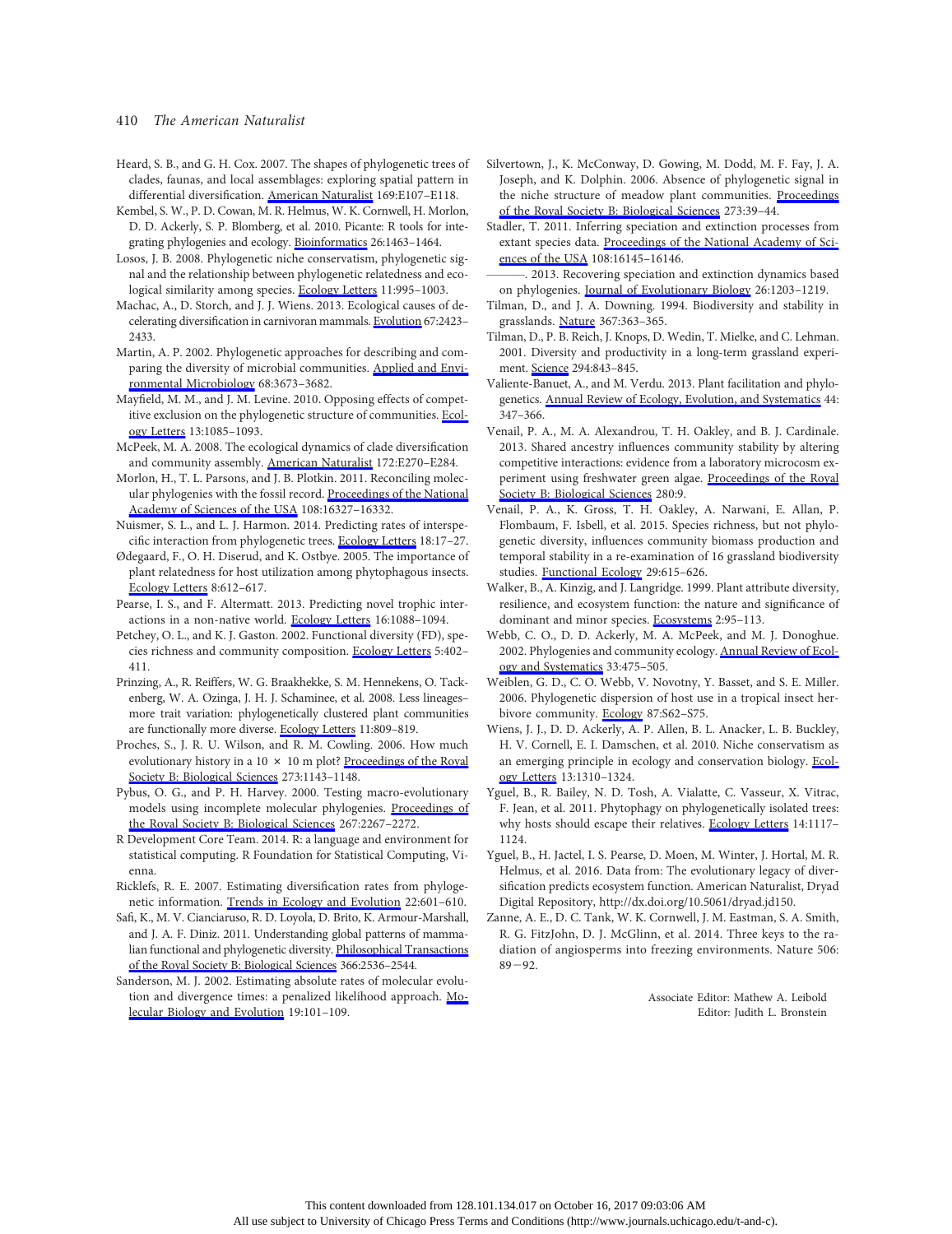Heard, S. B., and G. H. Cox. 2007. The shapes of phylogenetic trees of clades, faunas, and local assemblages: exploring spatial pattern in differential diversification. American Naturalist 169:E107–E118.

Kembel, S. W., P. D. Cowan, M. R. Helmus, W. K. Cornwell, H. Morlon, D. D. Ackerly, S. P. Blomberg, et al. 2010. Picante: R tools for integrating phylogenies and ecology. Bioinformatics 26:1463–1464.

Losos, J. B. 2008. Phylogenetic niche conservatism, phylogenetic signal and the relationship between phylogenetic relatedness and ecological similarity among species. Ecology Letters 11:995–1003.

Machac, A., D. Storch, and J. J. Wiens. 2013. Ecological causes of decelerating diversification in carnivoran mammals. Evolution 67:2423–2433.

Martin, A. P. 2002. Phylogenetic approaches for describing and comparing the diversity of microbial communities. Applied and Environmental Microbiology 68:3673–3682.

Mayfield, M. M., and J. M. Levine. 2010. Opposing effects of competitive exclusion on the phylogenetic structure of communities. Ecology Letters 13:1085–1093.

McPeek, M. A. 2008. The ecological dynamics of clade diversification and community assembly. American Naturalist 172:E270–E284.

Morlon, H., T. L. Parsons, and J. B. Plotkin. 2011. Reconciling molecular phylogenies with the fossil record. Proceedings of the National Academy of Sciences of the USA 108:16327–16332.

Nuismer, S. L., and L. J. Harmon. 2014. Predicting rates of interspecific interaction from phylogenetic trees. Ecology Letters 18:17–27.

Ødegaard, F., O. H. Diserud, and K. Ostbye. 2005. The importance of plant relatedness for host utilization among phytophagous insects. Ecology Letters 8:612–617.

Pearse, I. S., and F. Altermatt. 2013. Predicting novel trophic interactions in a non-native world. Ecology Letters 16:1088–1094.

Petchey, O. L., and K. J. Gaston. 2002. Functional diversity (FD), species richness and community composition. Ecology Letters 5:402–411.

Prinzing, A., R. Reiffers, W. G. Braakhekke, S. M. Hennekens, O. Tackenberg, W. A. Ozinga, J. H. J. Schaminee, et al. 2008. Less lineages–more trait variation: phylogenetically clustered plant communities are functionally more diverse. Ecology Letters 11:809–819.

Proches, S., J. R. U. Wilson, and R. M. Cowling. 2006. How much evolutionary history in a 10 × 10 m plot? Proceedings of the Royal Society B: Biological Sciences 273:1143–1148.

Pybus, O. G., and P. H. Harvey. 2000. Testing macro-evolutionary models using incomplete molecular phylogenies. Proceedings of the Royal Society B: Biological Sciences 267:2267–2272.

R Development Core Team. 2014. R: a language and environment for statistical computing. R Foundation for Statistical Computing, Vienna.

Ricklefs, R. E. 2007. Estimating diversification rates from phylogenetic information. Trends in Ecology and Evolution 22:601–610.

Safi, K., M. V. Cianciaruso, R. D. Loyola, D. Brito, K. Armour-Marshall, and J. A. F. Diniz. 2011. Understanding global patterns of mammalian functional and phylogenetic diversity. Philosophical Transactions of the Royal Society B: Biological Sciences 366:2536–2544.

Sanderson, M. J. 2002. Estimating absolute rates of molecular evolution and divergence times: a penalized likelihood approach. Molecular Biology and Evolution 19:101–109.

Silvertown, J., K. McConway, D. Gowing, M. Dodd, M. F. Fay, J. A. Joseph, and K. Dolphin. 2006. Absence of phylogenetic signal in the niche structure of meadow plant communities. Proceedings of the Royal Society B: Biological Sciences 273:39–44.

Stadler, T. 2011. Inferring speciation and extinction processes from extant species data. Proceedings of the National Academy of Sciences of the USA 108:16145–16146.

———. 2013. Recovering speciation and extinction dynamics based on phylogenies. Journal of Evolutionary Biology 26:1203–1219.

Tilman, D., and J. A. Downing. 1994. Biodiversity and stability in grasslands. Nature 367:363–365.

Tilman, D., P. B. Reich, J. Knops, D. Wedin, T. Mielke, and C. Lehman. 2001. Diversity and productivity in a long-term grassland experiment. Science 294:843–845.

Valiente-Banuet, A., and M. Verdu. 2013. Plant facilitation and phylogenetics. Annual Review of Ecology, Evolution, and Systematics 44:347–366.

Venail, P. A., M. A. Alexandrou, T. H. Oakley, and B. J. Cardinale. 2013. Shared ancestry influences community stability by altering competitive interactions: evidence from a laboratory microcosm experiment using freshwater green algae. Proceedings of the Royal Society B: Biological Sciences 280:9.

Venail, P. A., K. Gross, T. H. Oakley, A. Narwani, E. Allan, P. Flombaum, F. Isbell, et al. 2015. Species richness, but not phylogenetic diversity, influences community biomass production and temporal stability in a re-examination of 16 grassland biodiversity studies. Functional Ecology 29:615–626.

Walker, B., A. Kinzig, and J. Langridge. 1999. Plant attribute diversity, resilience, and ecosystem function: the nature and significance of dominant and minor species. Ecosystems 2:95–113.

Webb, C. O., D. D. Ackerly, M. A. McPeek, and M. J. Donoghue. 2002. Phylogenies and community ecology. Annual Review of Ecology and Systematics 33:475–505.

Weiblen, G. D., C. O. Webb, V. Novotny, Y. Basset, and S. E. Miller. 2006. Phylogenetic dispersion of host use in a tropical insect herbivore community. Ecology 87:S62–S75.

Wiens, J. J., D. D. Ackerly, A. P. Allen, B. L. Anacker, L. B. Buckley, H. V. Cornell, E. I. Damschen, et al. 2010. Niche conservatism as an emerging principle in ecology and conservation biology. Ecology Letters 13:1310–1324.

Yguel, B., R. Bailey, N. D. Tosh, A. Vialatte, C. Vasseur, X. Vitrac, F. Jean, et al. 2011. Phytophagy on phylogenetically isolated trees: why hosts should escape their relatives. Ecology Letters 14:1117–1124.

Yguel, B., H. Jactel, I. S. Pearse, D. Moen, M. Winter, J. Hortal, M. R. Helmus, et al. 2016. Data from: The evolutionary legacy of diversification predicts ecosystem function. American Naturalist, Dryad Digital Repository, http://dx.doi.org/10.5061/dryad.jd150.

Zanne, A. E., D. C. Tank, W. K. Cornwell, J. M. Eastman, S. A. Smith, R. G. FitzJohn, D. J. McGlinn, et al. 2014. Three keys to the radiation of angiosperms into freezing environments. Nature 506:89−92.

Associate Editor: Mathew A. Leibold
Editor: Judith L. Bronstein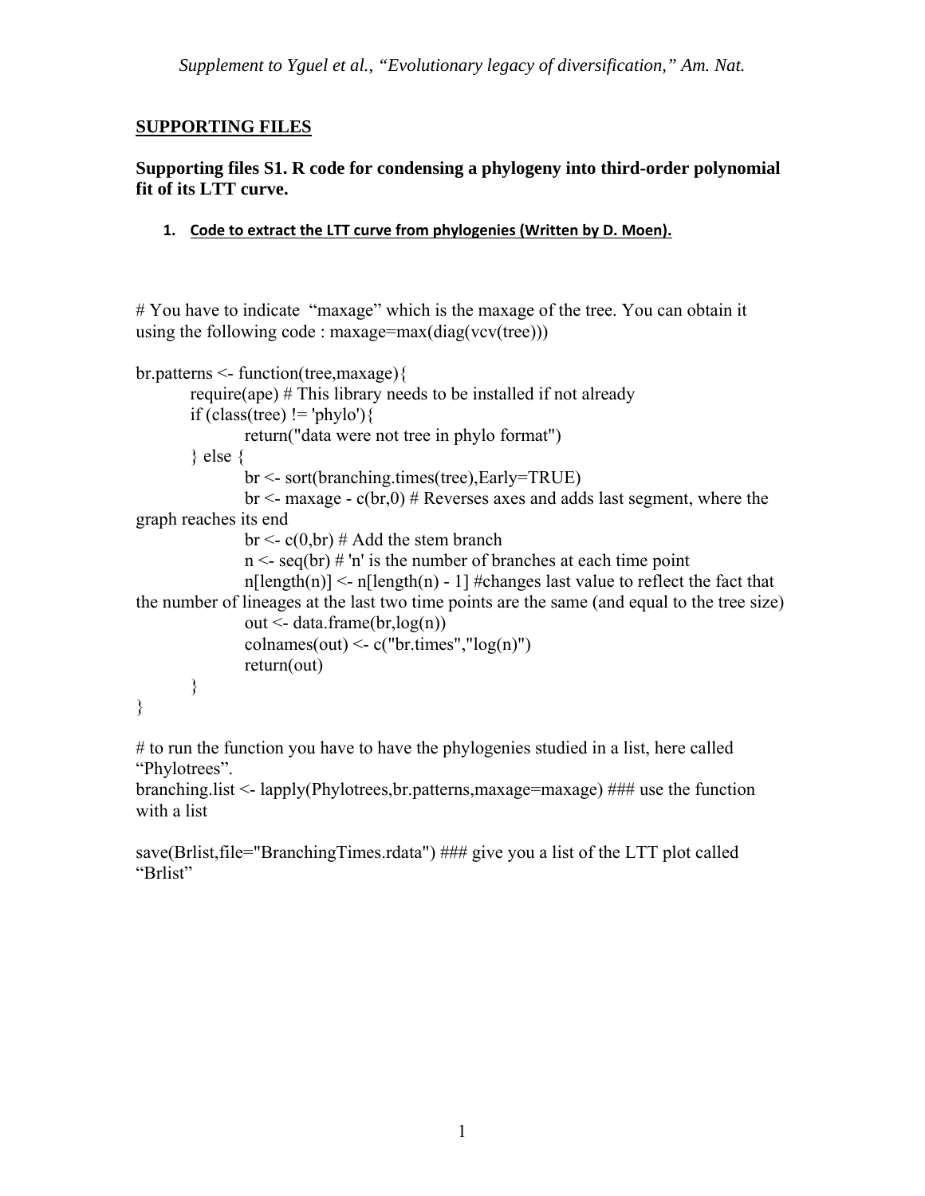## SUPPORTING FILES

### Supporting files S1. R code for condensing a phylogeny into third-order polynomial fit of its LTT curve.

1. **Code to extract the LTT curve from phylogenies (Written by D. Moen).**

```
# You have to indicate "maxage" which is the maxage of the tree. You can obtain it
using the following code : maxage=max(diag(vcv(tree)))

br.patterns <- function(tree,maxage){
        require(ape) # This library needs to be installed if not already
        if (class(tree) != 'phylo'){
                return("data were not tree in phylo format")
        } else {
                br <- sort(branching.times(tree),Early=TRUE)
                br <- maxage - c(br,0) # Reverses axes and adds last segment, where the
graph reaches its end
                br <- c(0,br) # Add the stem branch
                n <- seq(br) # 'n' is the number of branches at each time point
                n[length(n)] <- n[length(n) - 1] #changes last value to reflect the fact that
the number of lineages at the last two time points are the same (and equal to the tree size)
                out <- data.frame(br,log(n))
                colnames(out) <- c("br.times","log(n)")
                return(out)
        }
}

# to run the function you have to have the phylogenies studied in a list, here called
"Phylotrees".
branching.list <- lapply(Phylotrees,br.patterns,maxage=maxage) ### use the function
with a list

save(Brlist,file="BranchingTimes.rdata") ### give you a list of the LTT plot called
"Brlist"
```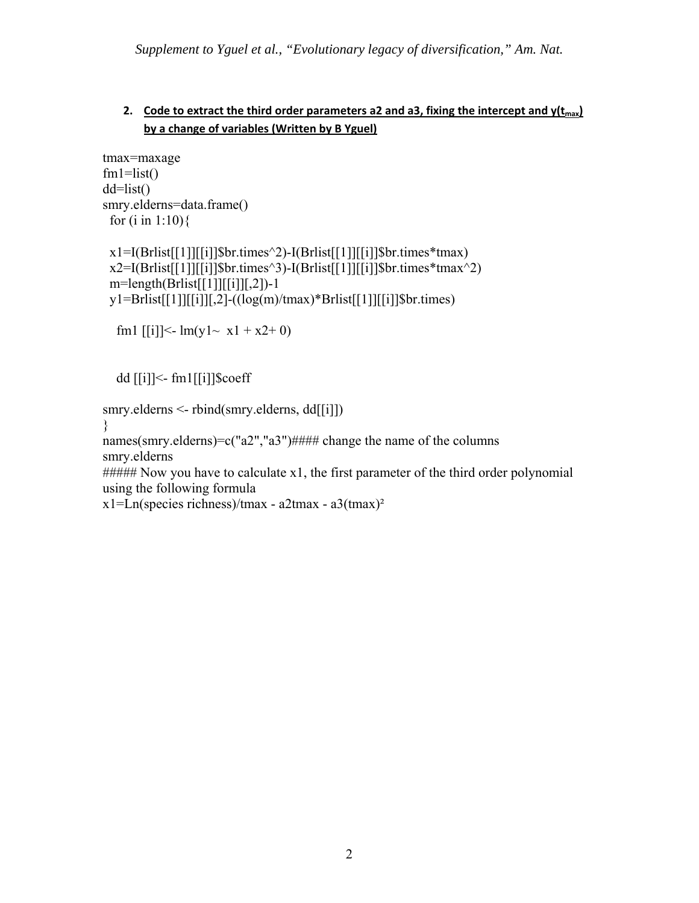2. **Code to extract the third order parameters a2 and a3, fixing the intercept and $y(t_{max})$ by a change of variables (Written by B Yguel)**

```
tmax=maxage
fm1=list()
dd=list()
smry.elderns=data.frame()
  for (i in 1:10){

  x1=I(Brlist[[1]][[i]]$br.times^2)-I(Brlist[[1]][[i]]$br.times*tmax)
  x2=I(Brlist[[1]][[i]]$br.times^3)-I(Brlist[[1]][[i]]$br.times*tmax^2)
  m=length(Brlist[[1]][[i]][,2])-1
  y1=Brlist[[1]][[i]][,2]-((log(m)/tmax)*Brlist[[1]][[i]]$br.times)

    fm1 [[i]]<- lm(y1~  x1 + x2+ 0)


    dd [[i]]<- fm1[[i]]$coeff

smry.elderns <- rbind(smry.elderns, dd[[i]])
}
names(smry.elderns)=c("a2","a3")#### change the name of the columns
smry.elderns
##### Now you have to calculate x1, the first parameter of the third order polynomial
using the following formula
x1=Ln(species richness)/tmax - a2tmax - a3(tmax)²
```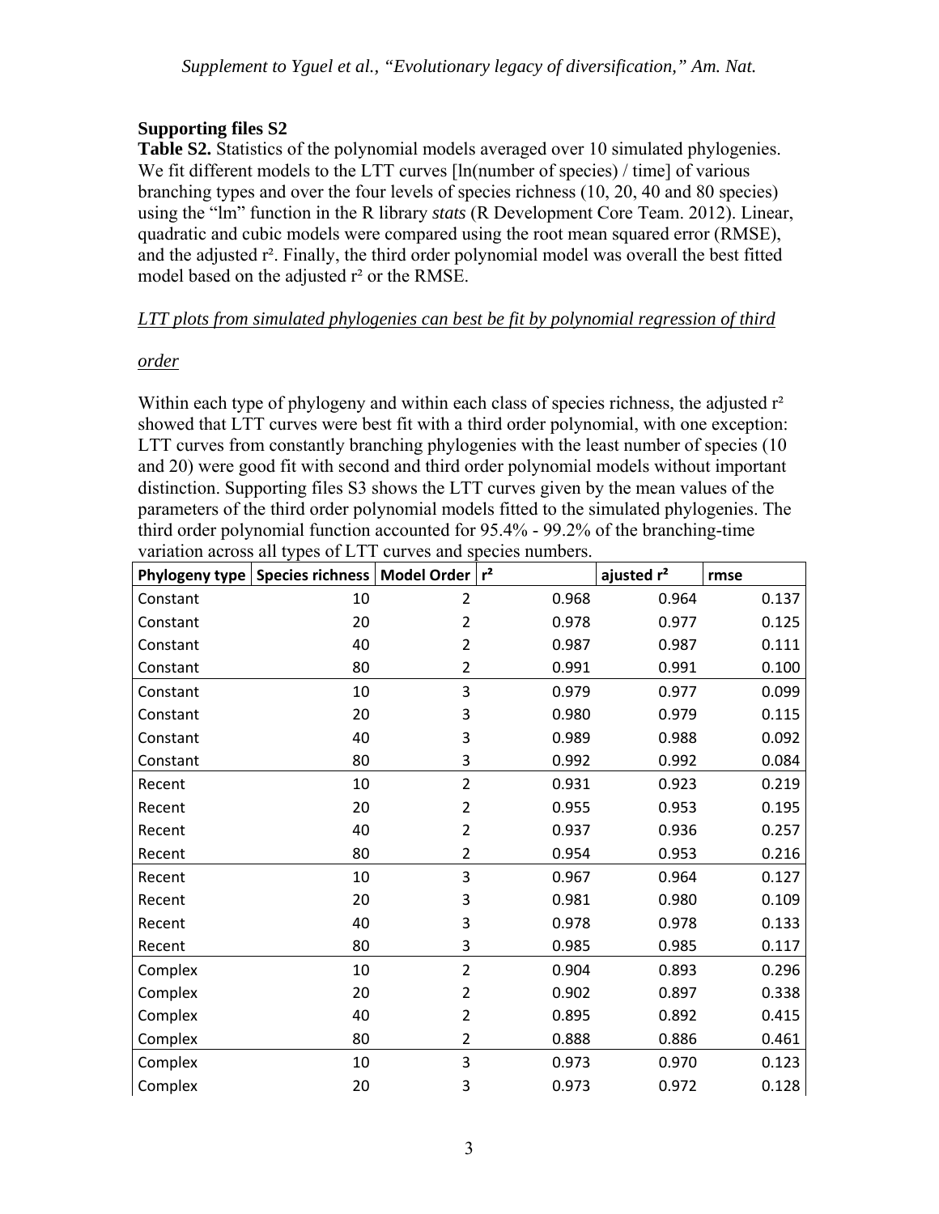**Supporting files S2**

**Table S2.** Statistics of the polynomial models averaged over 10 simulated phylogenies. We fit different models to the LTT curves [ln(number of species) / time] of various branching types and over the four levels of species richness (10, 20, 40 and 80 species) using the "lm" function in the R library *stats* (R Development Core Team. 2012). Linear, quadratic and cubic models were compared using the root mean squared error (RMSE), and the adjusted r². Finally, the third order polynomial model was overall the best fitted model based on the adjusted r² or the RMSE.

*LTT plots from simulated phylogenies can best be fit by polynomial regression of third order*

Within each type of phylogeny and within each class of species richness, the adjusted r² showed that LTT curves were best fit with a third order polynomial, with one exception: LTT curves from constantly branching phylogenies with the least number of species (10 and 20) were good fit with second and third order polynomial models without important distinction. Supporting files S3 shows the LTT curves given by the mean values of the parameters of the third order polynomial models fitted to the simulated phylogenies. The third order polynomial function accounted for 95.4% - 99.2% of the branching-time variation across all types of LTT curves and species numbers.

| Phylogeny type | Species richness | Model Order | r² | ajusted r² | rmse |
|---|---|---|---|---|---|
| Constant | 10 | 2 | 0.968 | 0.964 | 0.137 |
| Constant | 20 | 2 | 0.978 | 0.977 | 0.125 |
| Constant | 40 | 2 | 0.987 | 0.987 | 0.111 |
| Constant | 80 | 2 | 0.991 | 0.991 | 0.100 |
| Constant | 10 | 3 | 0.979 | 0.977 | 0.099 |
| Constant | 20 | 3 | 0.980 | 0.979 | 0.115 |
| Constant | 40 | 3 | 0.989 | 0.988 | 0.092 |
| Constant | 80 | 3 | 0.992 | 0.992 | 0.084 |
| Recent | 10 | 2 | 0.931 | 0.923 | 0.219 |
| Recent | 20 | 2 | 0.955 | 0.953 | 0.195 |
| Recent | 40 | 2 | 0.937 | 0.936 | 0.257 |
| Recent | 80 | 2 | 0.954 | 0.953 | 0.216 |
| Recent | 10 | 3 | 0.967 | 0.964 | 0.127 |
| Recent | 20 | 3 | 0.981 | 0.980 | 0.109 |
| Recent | 40 | 3 | 0.978 | 0.978 | 0.133 |
| Recent | 80 | 3 | 0.985 | 0.985 | 0.117 |
| Complex | 10 | 2 | 0.904 | 0.893 | 0.296 |
| Complex | 20 | 2 | 0.902 | 0.897 | 0.338 |
| Complex | 40 | 2 | 0.895 | 0.892 | 0.415 |
| Complex | 80 | 2 | 0.888 | 0.886 | 0.461 |
| Complex | 10 | 3 | 0.973 | 0.970 | 0.123 |
| Complex | 20 | 3 | 0.973 | 0.972 | 0.128 |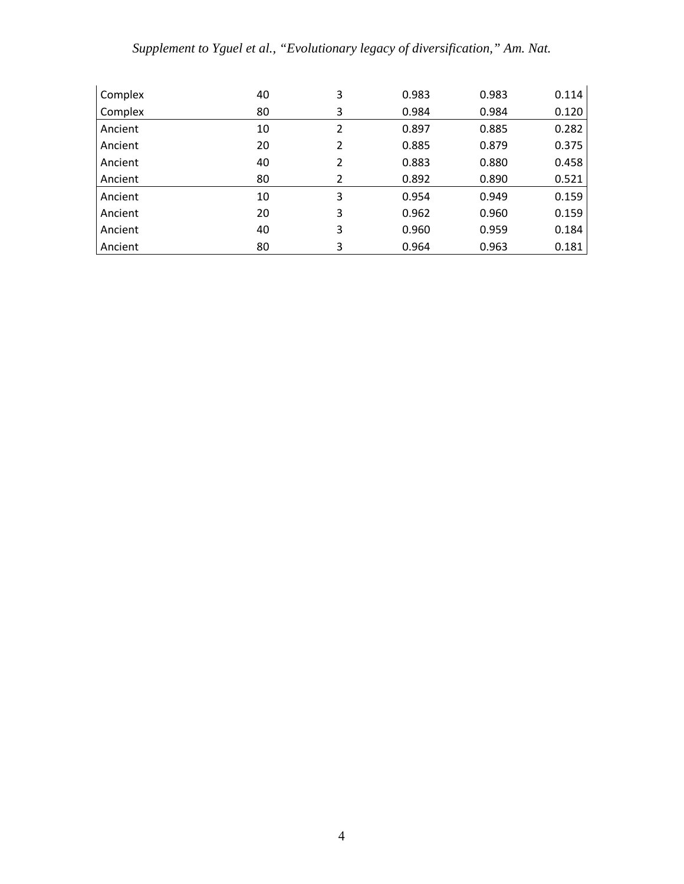| | | | | | |
|---|---|---|---|---|---|
| Complex | 40 | 3 | 0.983 | 0.983 | 0.114 |
| Complex | 80 | 3 | 0.984 | 0.984 | 0.120 |
| Ancient | 10 | 2 | 0.897 | 0.885 | 0.282 |
| Ancient | 20 | 2 | 0.885 | 0.879 | 0.375 |
| Ancient | 40 | 2 | 0.883 | 0.880 | 0.458 |
| Ancient | 80 | 2 | 0.892 | 0.890 | 0.521 |
| Ancient | 10 | 3 | 0.954 | 0.949 | 0.159 |
| Ancient | 20 | 3 | 0.962 | 0.960 | 0.159 |
| Ancient | 40 | 3 | 0.960 | 0.959 | 0.184 |
| Ancient | 80 | 3 | 0.964 | 0.963 | 0.181 |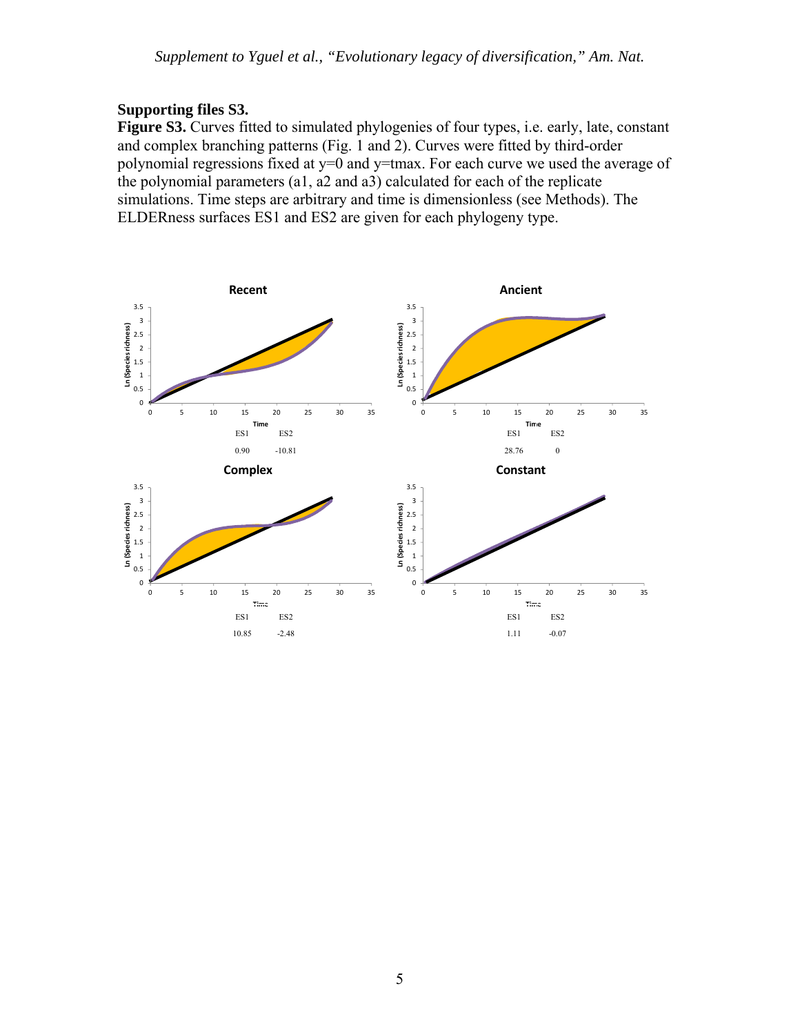**Supporting files S3.**

**Figure S3.** Curves fitted to simulated phylogenies of four types, i.e. early, late, constant and complex branching patterns (Fig. 1 and 2). Curves were fitted by third-order polynomial regressions fixed at y=0 and y=tmax. For each curve we used the average of the polynomial parameters (a1, a2 and a3) calculated for each of the replicate simulations. Time steps are arbitrary and time is dimensionless (see Methods). The ELDERness surfaces ES1 and ES2 are given for each phylogeny type.

**Recent**

| ES1 | ES2 |
| --- | --- |
| 0.90 | -10.81 |

**Ancient**

| ES1 | ES2 |
| --- | --- |
| 28.76 | 0 |

**Complex**

| ES1 | ES2 |
| --- | --- |
| 10.85 | -2.48 |

**Constant**

| ES1 | ES2 |
| --- | --- |
| 1.11 | -0.07 |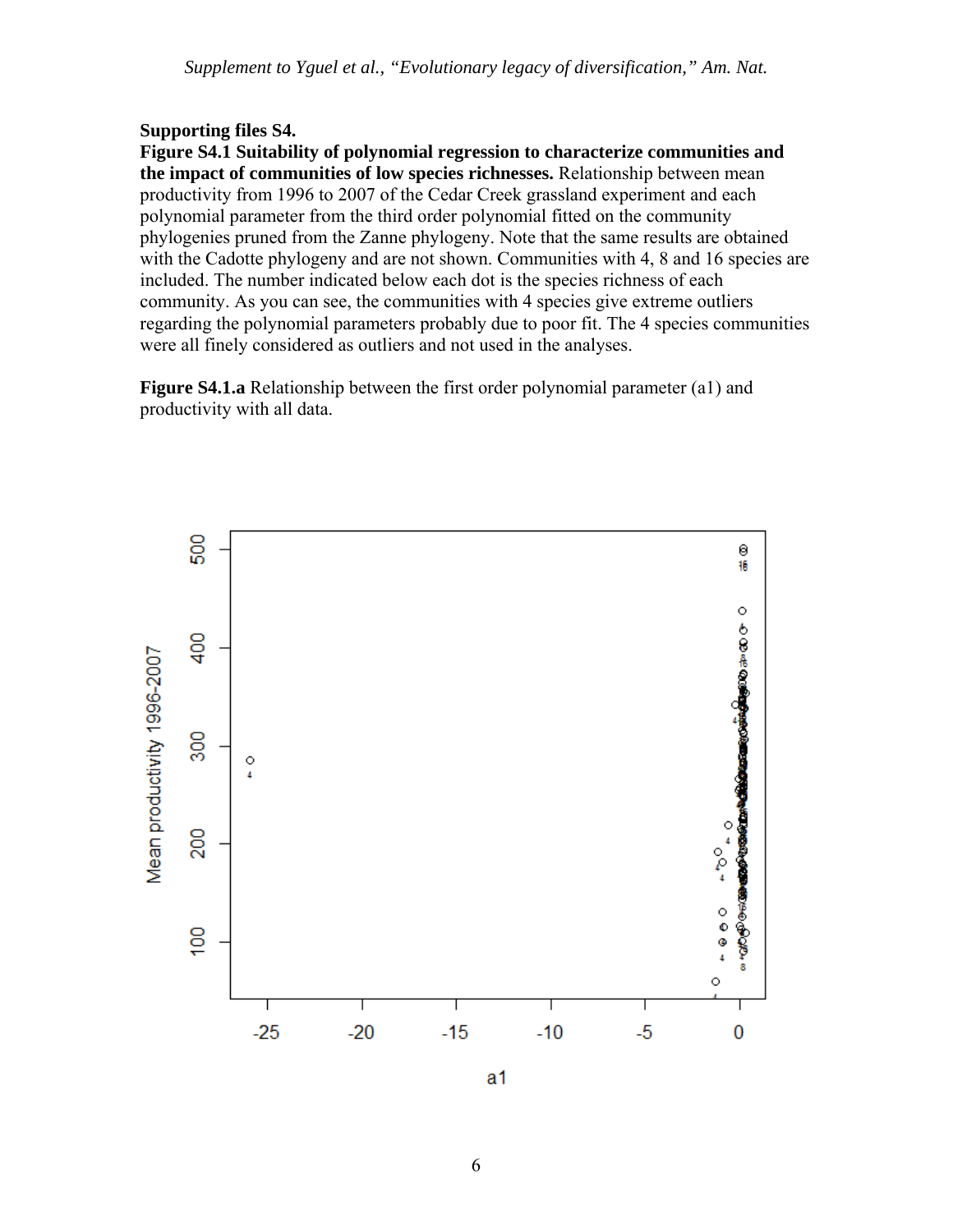**Supporting files S4.**

**Figure S4.1 Suitability of polynomial regression to characterize communities and the impact of communities of low species richnesses.** Relationship between mean productivity from 1996 to 2007 of the Cedar Creek grassland experiment and each polynomial parameter from the third order polynomial fitted on the community phylogenies pruned from the Zanne phylogeny. Note that the same results are obtained with the Cadotte phylogeny and are not shown. Communities with 4, 8 and 16 species are included. The number indicated below each dot is the species richness of each community. As you can see, the communities with 4 species give extreme outliers regarding the polynomial parameters probably due to poor fit. The 4 species communities were all finely considered as outliers and not used in the analyses.

**Figure S4.1.a** Relationship between the first order polynomial parameter (a1) and productivity with all data.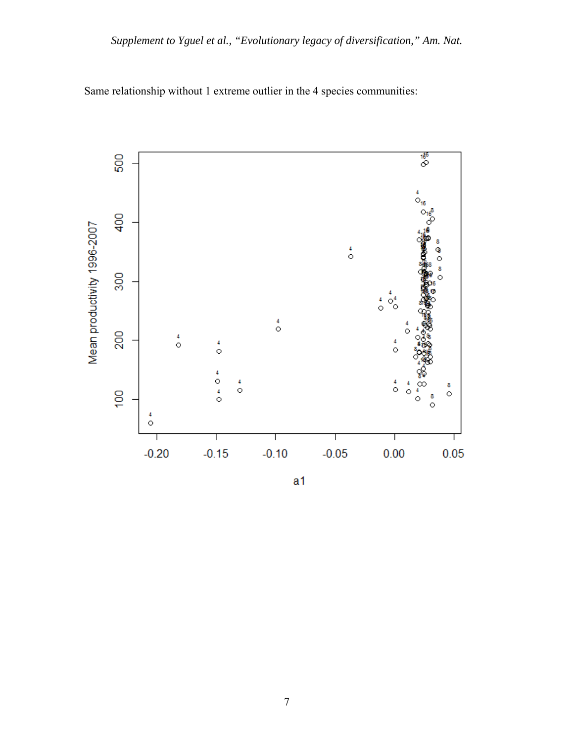Same relationship without 1 extreme outlier in the 4 species communities: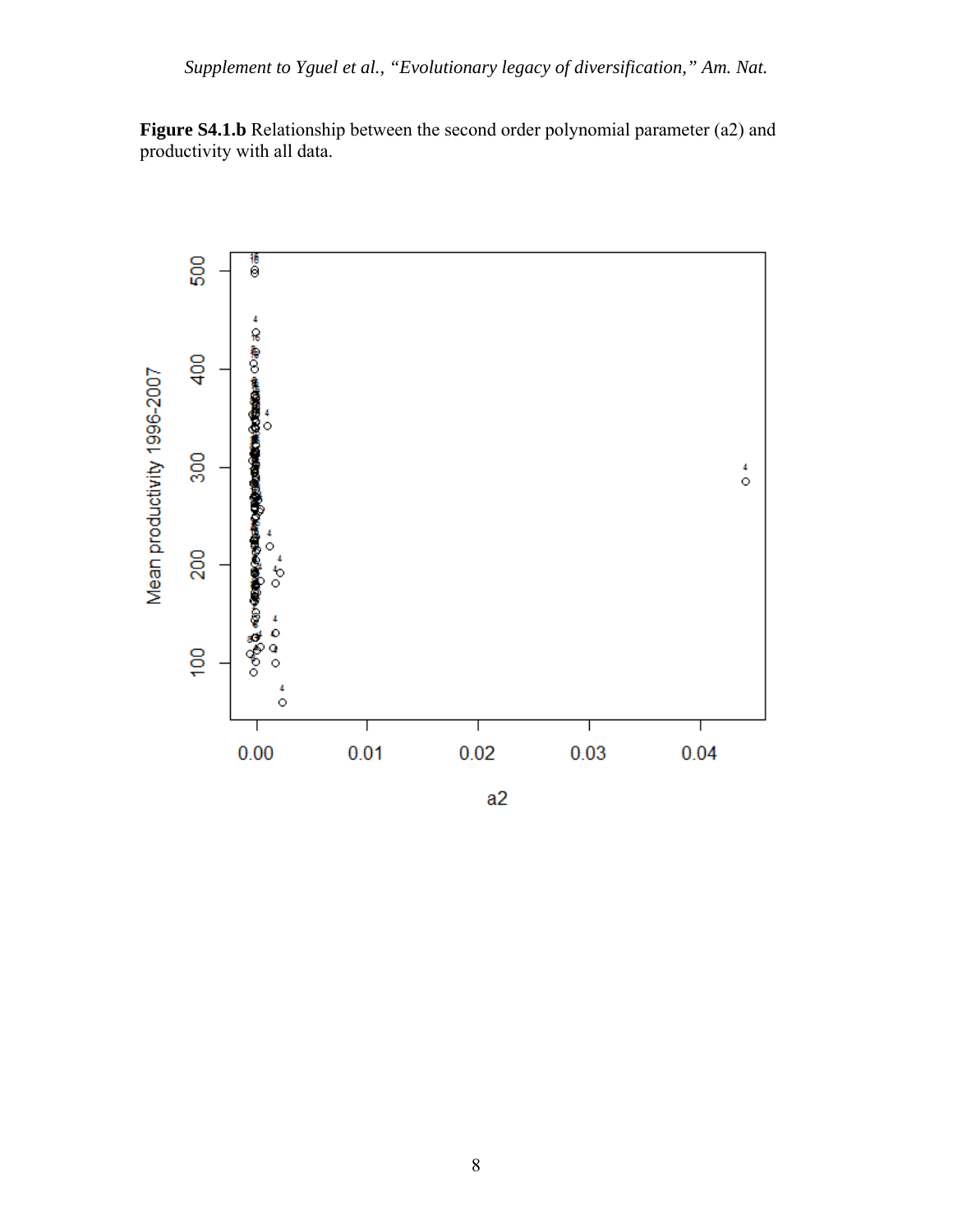**Figure S4.1.b** Relationship between the second order polynomial parameter (a2) and productivity with all data.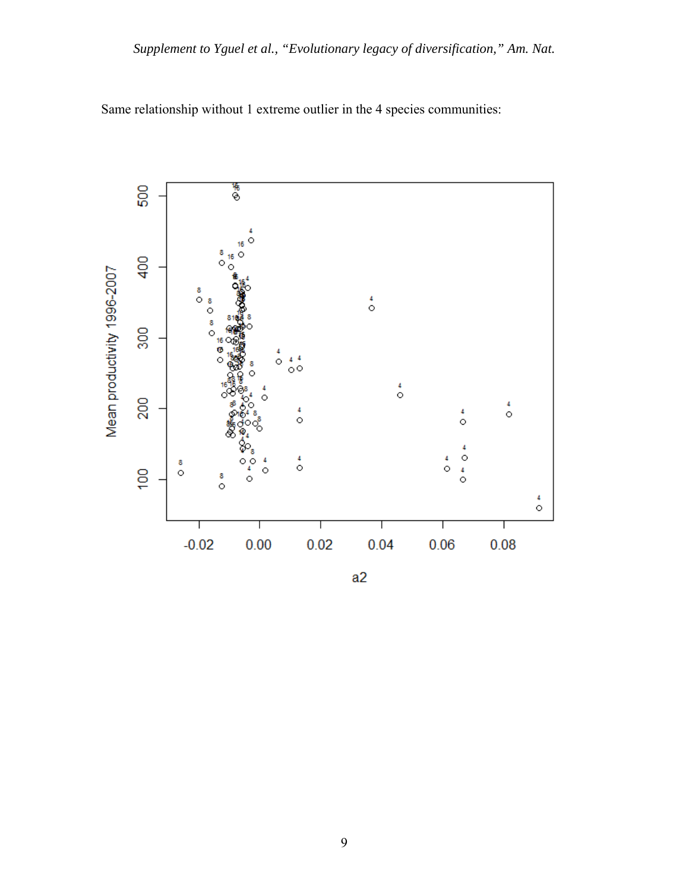Same relationship without 1 extreme outlier in the 4 species communities: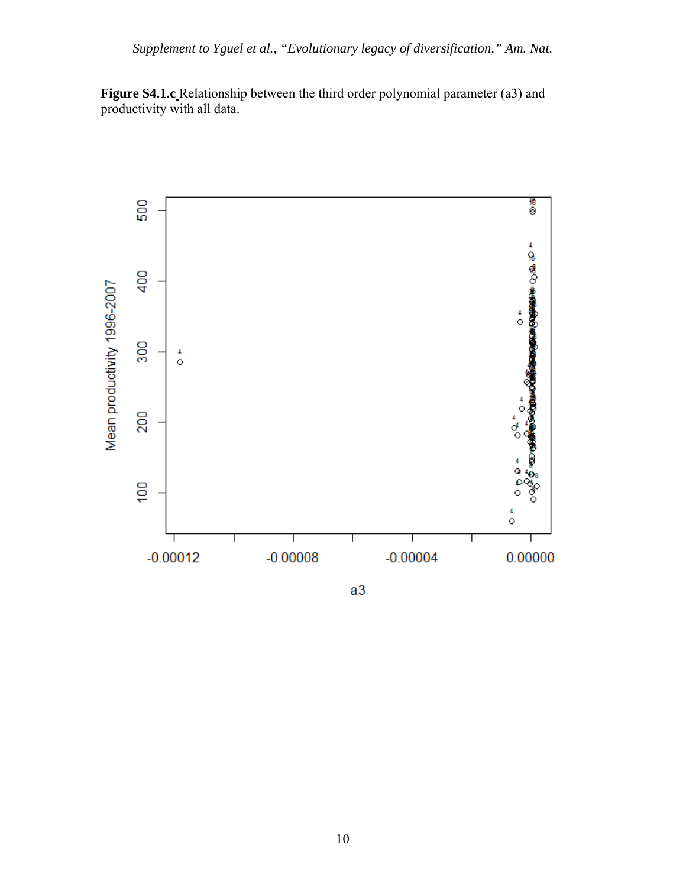**Figure S4.1.c** Relationship between the third order polynomial parameter (a3) and productivity with all data.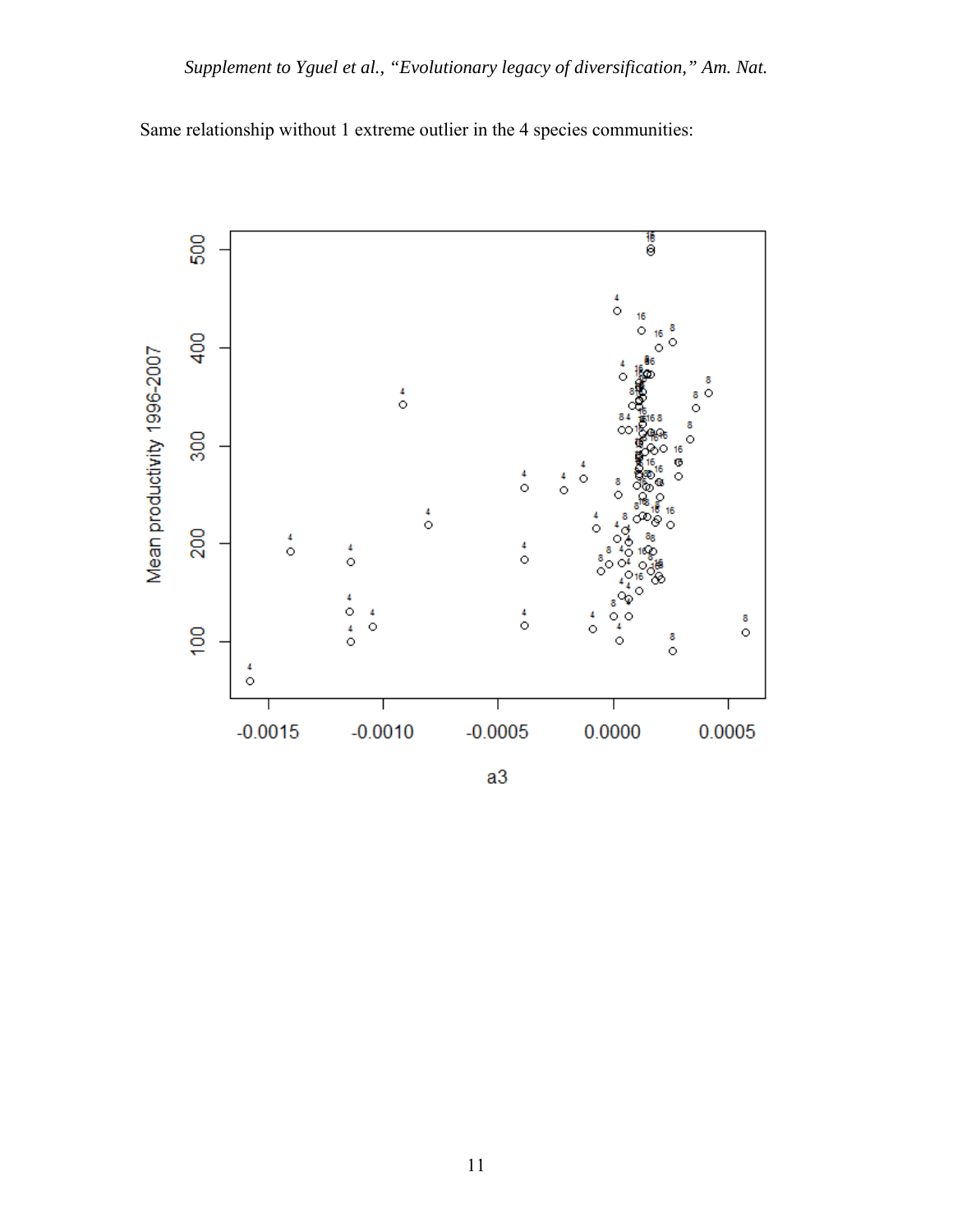Same relationship without 1 extreme outlier in the 4 species communities: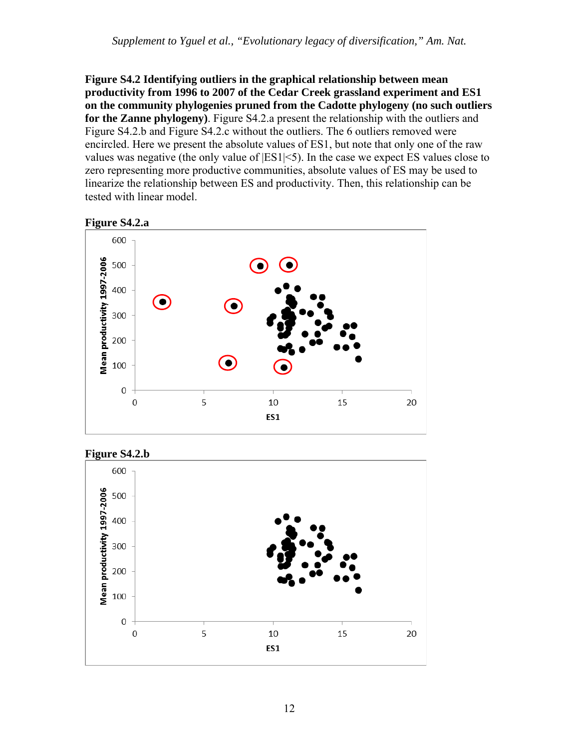**Figure S4.2 Identifying outliers in the graphical relationship between mean productivity from 1996 to 2007 of the Cedar Creek grassland experiment and ES1 on the community phylogenies pruned from the Cadotte phylogeny (no such outliers for the Zanne phylogeny)**. Figure S4.2.a present the relationship with the outliers and Figure S4.2.b and Figure S4.2.c without the outliers. The 6 outliers removed were encircled. Here we present the absolute values of ES1, but note that only one of the raw values was negative (the only value of |ES1|<5). In the case we expect ES values close to zero representing more productive communities, absolute values of ES may be used to linearize the relationship between ES and productivity. Then, this relationship can be tested with linear model.

**Figure S4.2.a**

**Figure S4.2.b**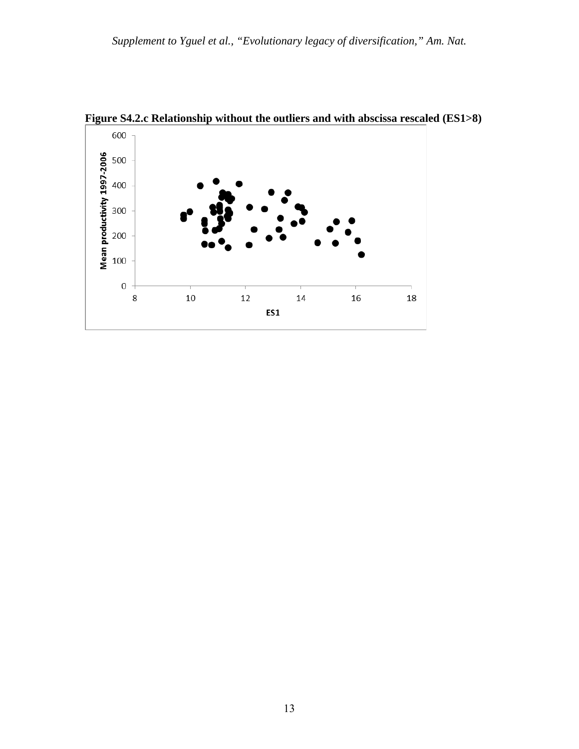**Figure S4.2.c Relationship without the outliers and with abscissa rescaled (ES1>8)**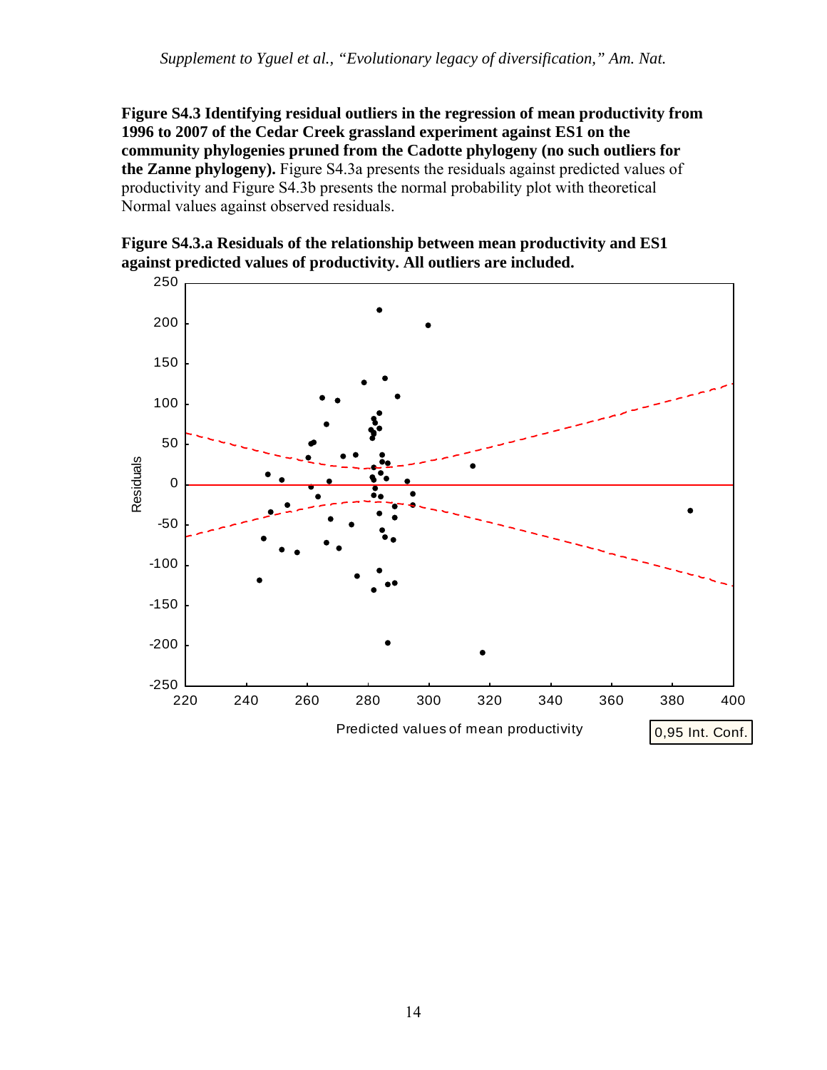**Figure S4.3 Identifying residual outliers in the regression of mean productivity from 1996 to 2007 of the Cedar Creek grassland experiment against ES1 on the community phylogenies pruned from the Cadotte phylogeny (no such outliers for the Zanne phylogeny).** Figure S4.3a presents the residuals against predicted values of productivity and Figure S4.3b presents the normal probability plot with theoretical Normal values against observed residuals.

**Figure S4.3.a Residuals of the relationship between mean productivity and ES1 against predicted values of productivity. All outliers are included.**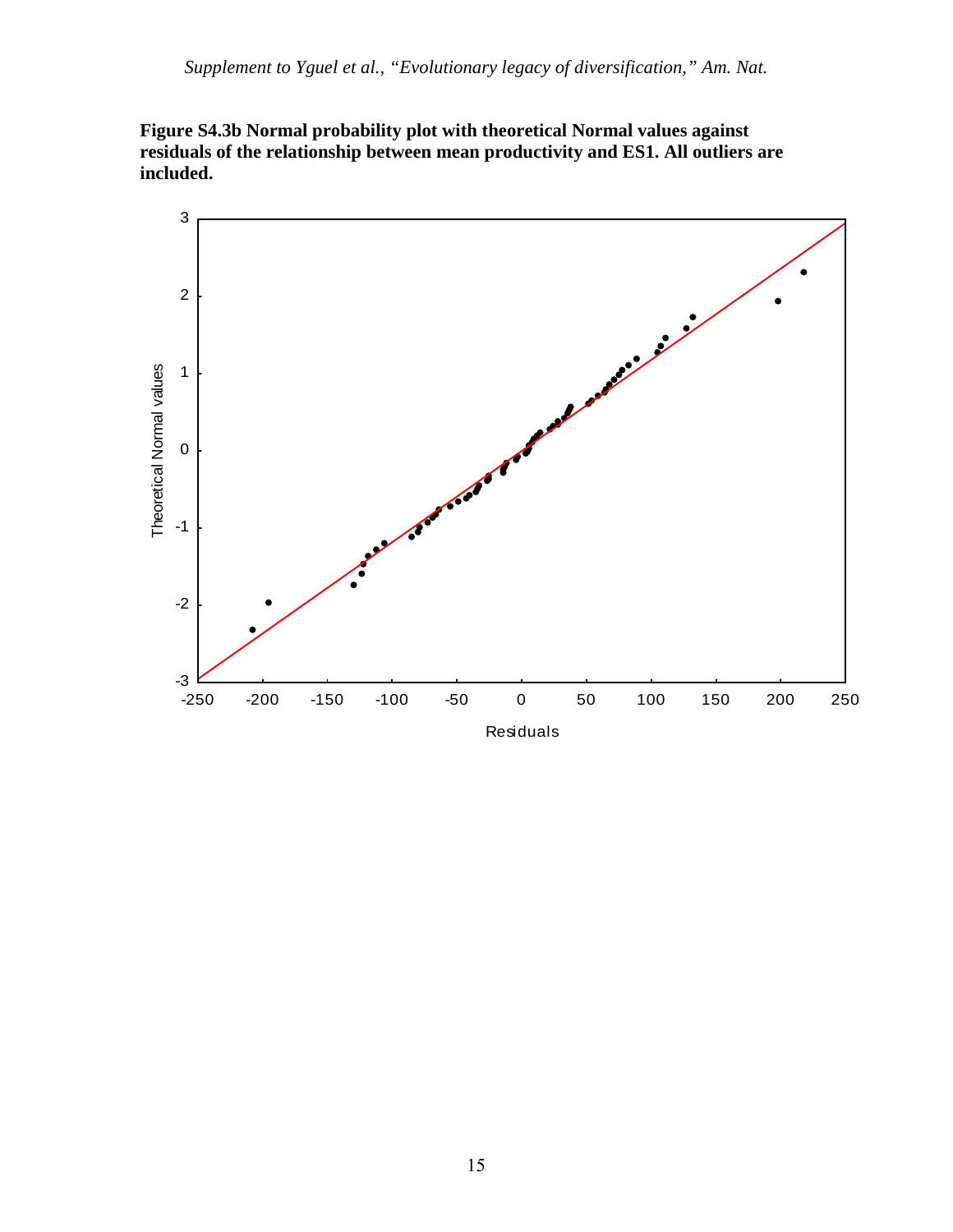**Figure S4.3b Normal probability plot with theoretical Normal values against residuals of the relationship between mean productivity and ES1. All outliers are included.**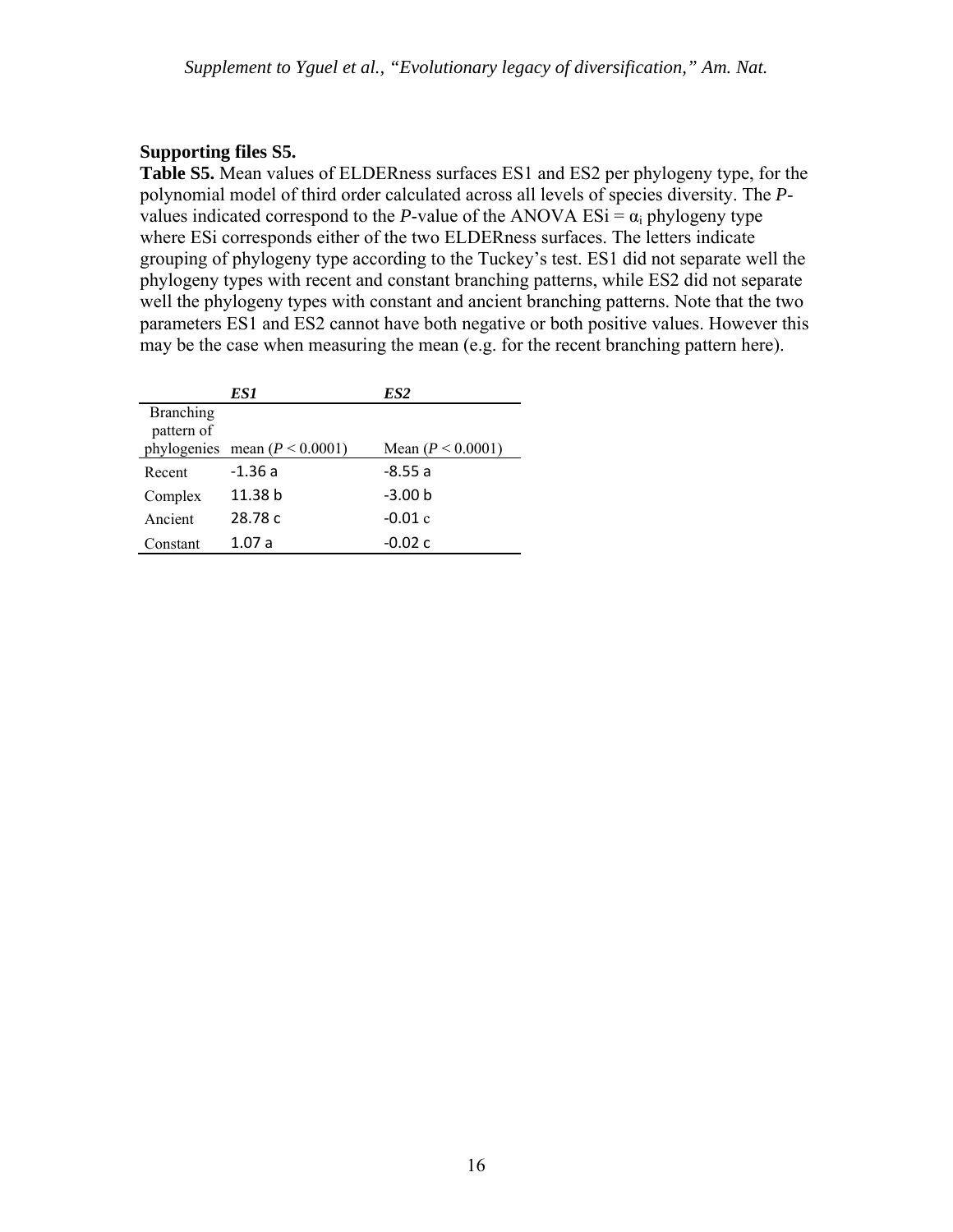**Supporting files S5.**

**Table S5.** Mean values of ELDERness surfaces ES1 and ES2 per phylogeny type, for the polynomial model of third order calculated across all levels of species diversity. The *P*-values indicated correspond to the *P*-value of the ANOVA ESi = $\alpha_i$ phylogeny type where ESi corresponds either of the two ELDERness surfaces. The letters indicate grouping of phylogeny type according to the Tuckey's test. ES1 did not separate well the phylogeny types with recent and constant branching patterns, while ES2 did not separate well the phylogeny types with constant and ancient branching patterns. Note that the two parameters ES1 and ES2 cannot have both negative or both positive values. However this may be the case when measuring the mean (e.g. for the recent branching pattern here).

| | ***ES1*** | ***ES2*** |
|---|---|---|
| Branching pattern of phylogenies | mean ($P < 0.0001$) | Mean ($P < 0.0001$) |
| Recent | -1.36 a | -8.55 a |
| Complex | 11.38 b | -3.00 b |
| Ancient | 28.78 c | -0.01 c |
| Constant | 1.07 a | -0.02 c |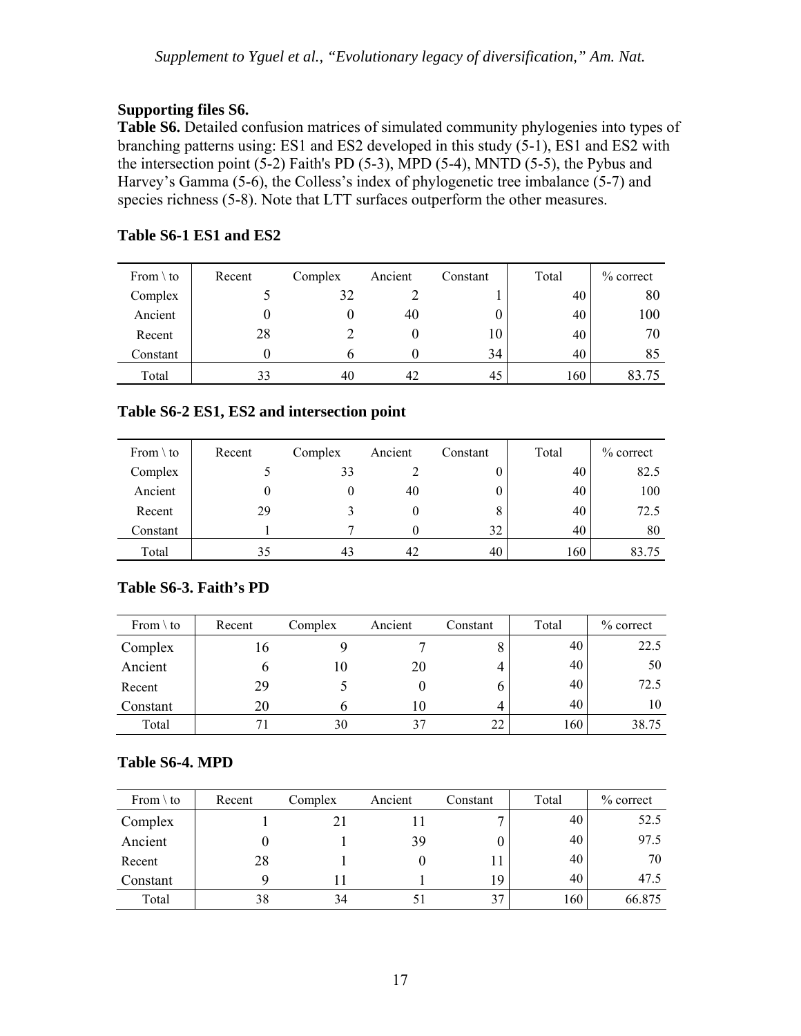**Supporting files S6.**

**Table S6.** Detailed confusion matrices of simulated community phylogenies into types of branching patterns using: ES1 and ES2 developed in this study (5-1), ES1 and ES2 with the intersection point (5-2) Faith's PD (5-3), MPD (5-4), MNTD (5-5), the Pybus and Harvey's Gamma (5-6), the Colless's index of phylogenetic tree imbalance (5-7) and species richness (5-8). Note that LTT surfaces outperform the other measures.

**Table S6-1 ES1 and ES2**

| From \ to | Recent | Complex | Ancient | Constant | Total | % correct |
|---|---|---|---|---|---|---|
| Complex | 5 | 32 | 2 | 1 | 40 | 80 |
| Ancient | 0 | 0 | 40 | 0 | 40 | 100 |
| Recent | 28 | 2 | 0 | 10 | 40 | 70 |
| Constant | 0 | 6 | 0 | 34 | 40 | 85 |
| Total | 33 | 40 | 42 | 45 | 160 | 83.75 |

**Table S6-2 ES1, ES2 and intersection point**

| From \ to | Recent | Complex | Ancient | Constant | Total | % correct |
|---|---|---|---|---|---|---|
| Complex | 5 | 33 | 2 | 0 | 40 | 82.5 |
| Ancient | 0 | 0 | 40 | 0 | 40 | 100 |
| Recent | 29 | 3 | 0 | 8 | 40 | 72.5 |
| Constant | 1 | 7 | 0 | 32 | 40 | 80 |
| Total | 35 | 43 | 42 | 40 | 160 | 83.75 |

**Table S6-3. Faith's PD**

| From \ to | Recent | Complex | Ancient | Constant | Total | % correct |
|---|---|---|---|---|---|---|
| Complex | 16 | 9 | 7 | 8 | 40 | 22.5 |
| Ancient | 6 | 10 | 20 | 4 | 40 | 50 |
| Recent | 29 | 5 | 0 | 6 | 40 | 72.5 |
| Constant | 20 | 6 | 10 | 4 | 40 | 10 |
| Total | 71 | 30 | 37 | 22 | 160 | 38.75 |

**Table S6-4. MPD**

| From \ to | Recent | Complex | Ancient | Constant | Total | % correct |
|---|---|---|---|---|---|---|
| Complex | 1 | 21 | 11 | 7 | 40 | 52.5 |
| Ancient | 0 | 1 | 39 | 0 | 40 | 97.5 |
| Recent | 28 | 1 | 0 | 11 | 40 | 70 |
| Constant | 9 | 11 | 1 | 19 | 40 | 47.5 |
| Total | 38 | 34 | 51 | 37 | 160 | 66.875 |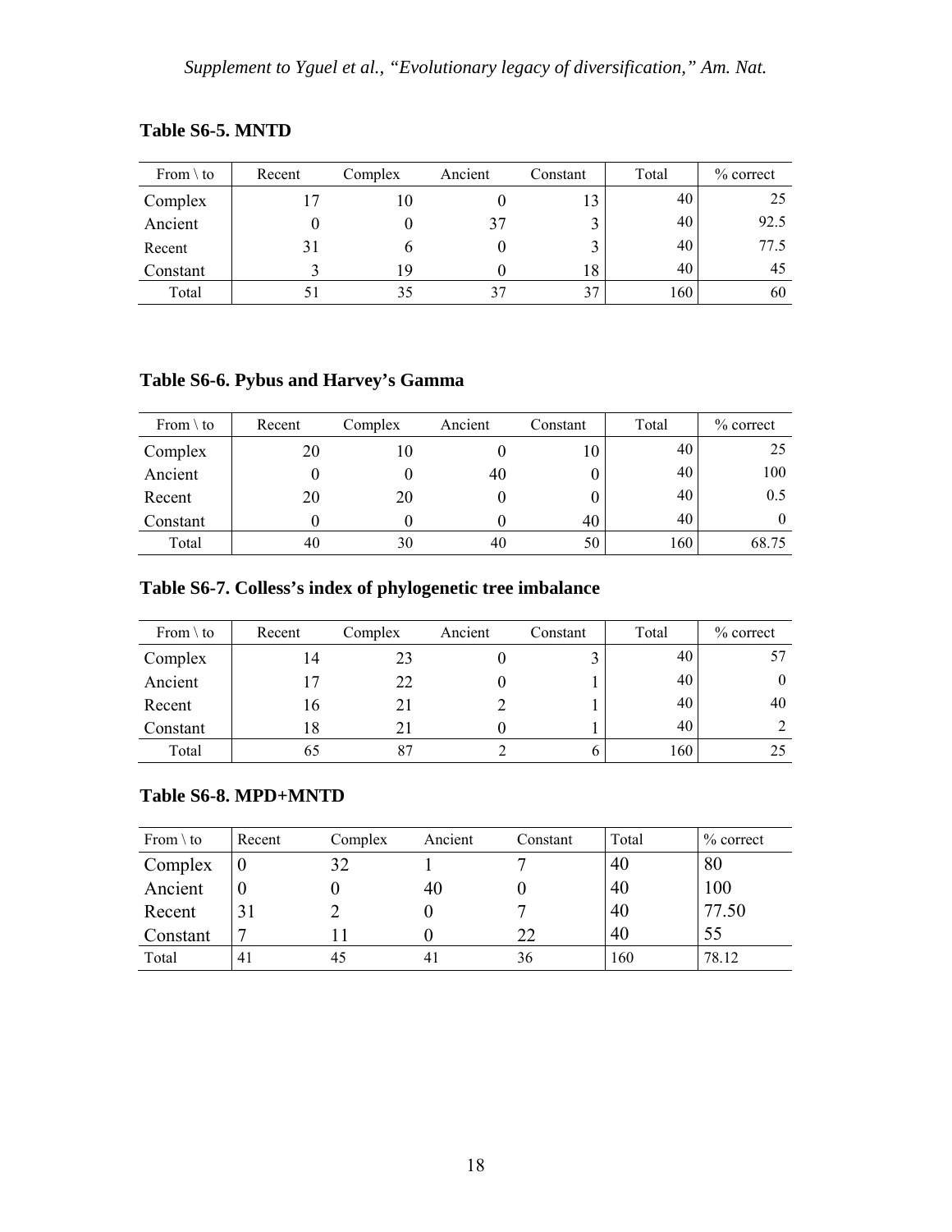**Table S6-5. MNTD**

| From \ to | Recent | Complex | Ancient | Constant | Total | % correct |
|---|---|---|---|---|---|---|
| Complex | 17 | 10 | 0 | 13 | 40 | 25 |
| Ancient | 0 | 0 | 37 | 3 | 40 | 92.5 |
| Recent | 31 | 6 | 0 | 3 | 40 | 77.5 |
| Constant | 3 | 19 | 0 | 18 | 40 | 45 |
| Total | 51 | 35 | 37 | 37 | 160 | 60 |

**Table S6-6. Pybus and Harvey's Gamma**

| From \ to | Recent | Complex | Ancient | Constant | Total | % correct |
|---|---|---|---|---|---|---|
| Complex | 20 | 10 | 0 | 10 | 40 | 25 |
| Ancient | 0 | 0 | 40 | 0 | 40 | 100 |
| Recent | 20 | 20 | 0 | 0 | 40 | 0.5 |
| Constant | 0 | 0 | 0 | 40 | 40 | 0 |
| Total | 40 | 30 | 40 | 50 | 160 | 68.75 |

**Table S6-7. Colless's index of phylogenetic tree imbalance**

| From \ to | Recent | Complex | Ancient | Constant | Total | % correct |
|---|---|---|---|---|---|---|
| Complex | 14 | 23 | 0 | 3 | 40 | 57 |
| Ancient | 17 | 22 | 0 | 1 | 40 | 0 |
| Recent | 16 | 21 | 2 | 1 | 40 | 40 |
| Constant | 18 | 21 | 0 | 1 | 40 | 2 |
| Total | 65 | 87 | 2 | 6 | 160 | 25 |

**Table S6-8. MPD+MNTD**

| From \ to | Recent | Complex | Ancient | Constant | Total | % correct |
|---|---|---|---|---|---|---|
| Complex | 0 | 32 | 1 | 7 | 40 | 80 |
| Ancient | 0 | 0 | 40 | 0 | 40 | 100 |
| Recent | 31 | 2 | 0 | 7 | 40 | 77.50 |
| Constant | 7 | 11 | 0 | 22 | 40 | 55 |
| Total | 41 | 45 | 41 | 36 | 160 | 78.12 |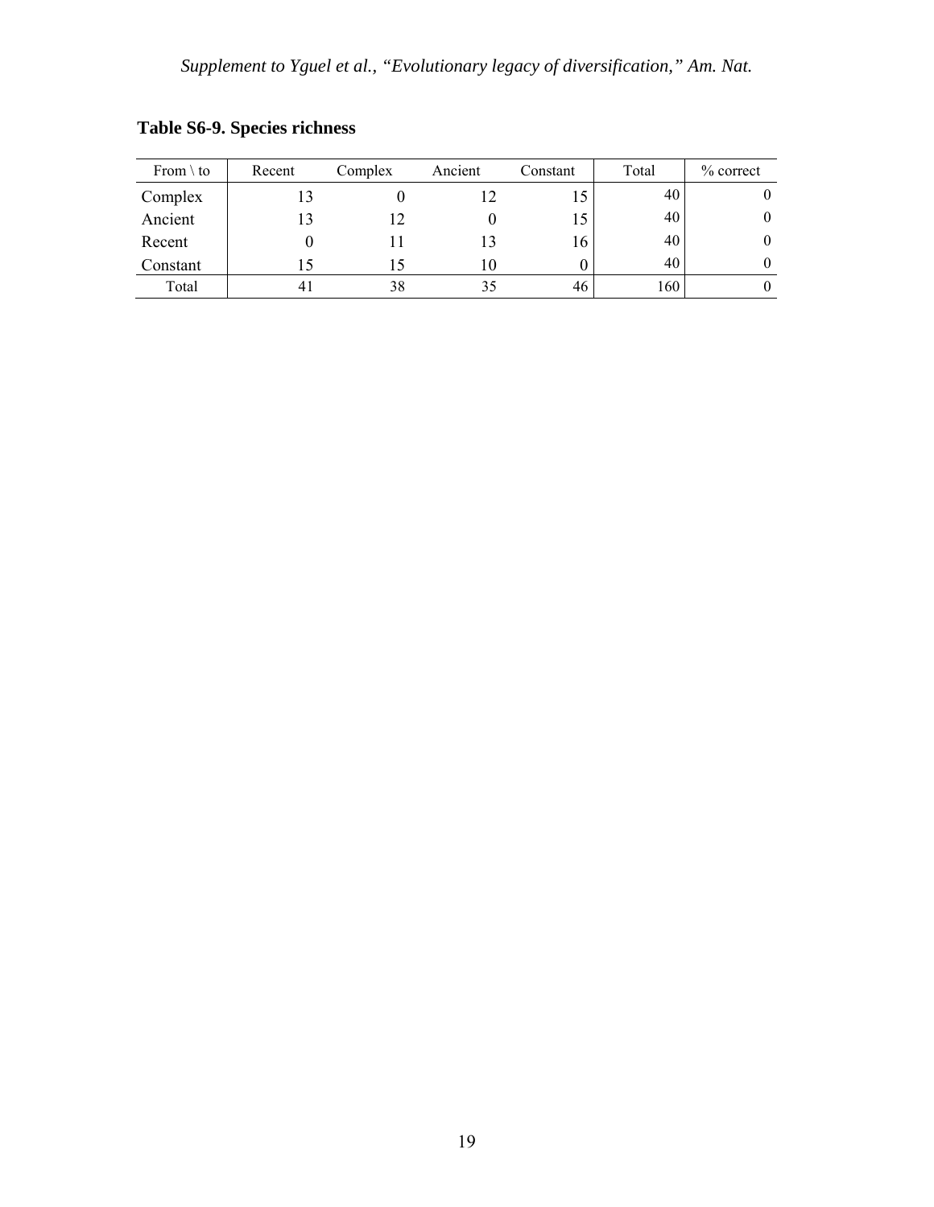**Table S6-9. Species richness**

| From \ to | Recent | Complex | Ancient | Constant | Total | % correct |
|---|---|---|---|---|---|---|
| Complex | 13 | 0 | 12 | 15 | 40 | 0 |
| Ancient | 13 | 12 | 0 | 15 | 40 | 0 |
| Recent | 0 | 11 | 13 | 16 | 40 | 0 |
| Constant | 15 | 15 | 10 | 0 | 40 | 0 |
| Total | 41 | 38 | 35 | 46 | 160 | 0 |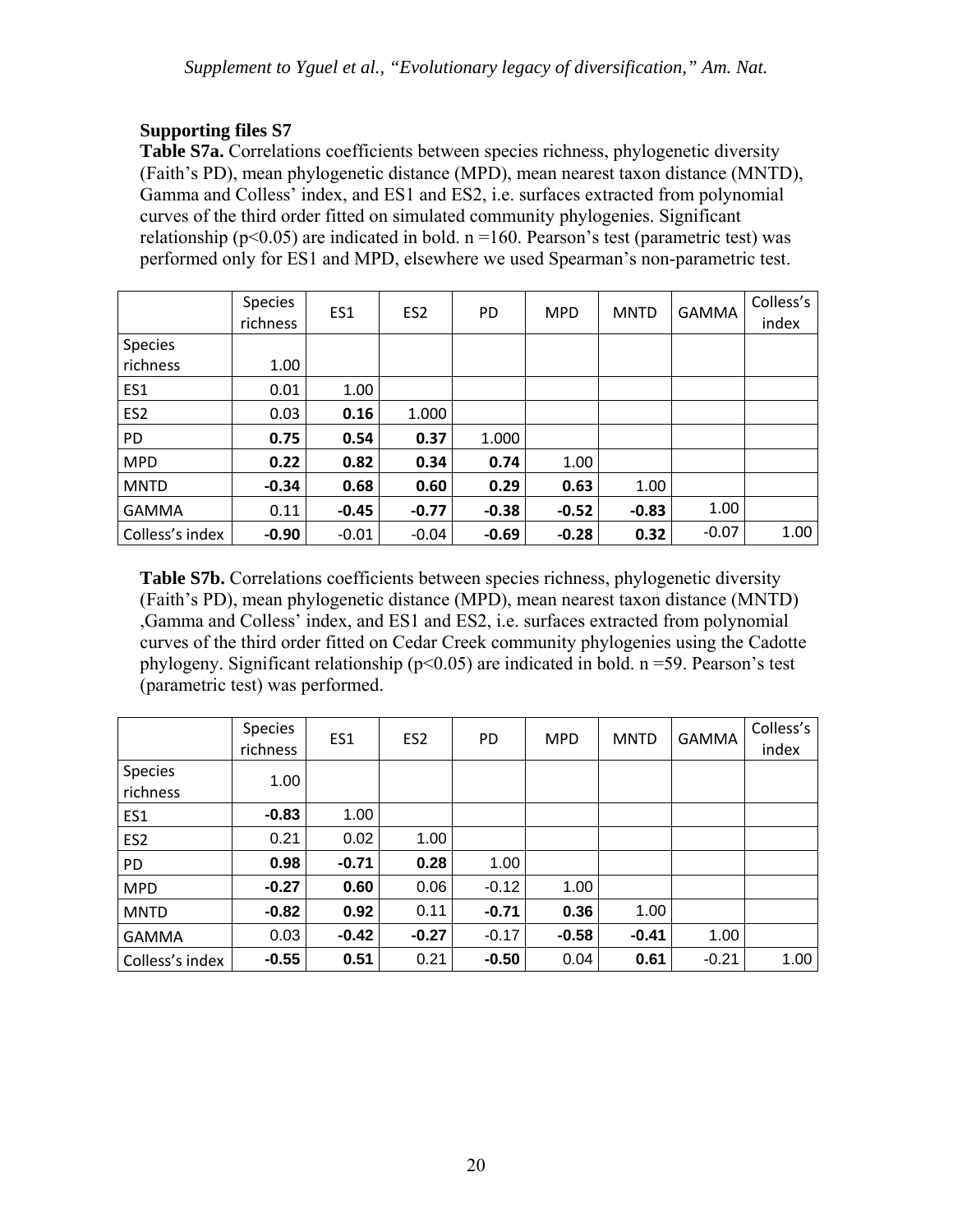## Supporting files S7

**Table S7a.** Correlations coefficients between species richness, phylogenetic diversity (Faith's PD), mean phylogenetic distance (MPD), mean nearest taxon distance (MNTD), Gamma and Colless' index, and ES1 and ES2, i.e. surfaces extracted from polynomial curves of the third order fitted on simulated community phylogenies. Significant relationship ($p<0.05$) are indicated in bold. n =160. Pearson's test (parametric test) was performed only for ES1 and MPD, elsewhere we used Spearman's non-parametric test.

| | Species richness | ES1 | ES2 | PD | MPD | MNTD | GAMMA | Colless's index |
|---|---|---|---|---|---|---|---|---|
| Species richness | 1.00 | | | | | | | |
| ES1 | 0.01 | 1.00 | | | | | | |
| ES2 | 0.03 | **0.16** | 1.000 | | | | | |
| PD | **0.75** | **0.54** | **0.37** | 1.000 | | | | |
| MPD | **0.22** | **0.82** | **0.34** | **0.74** | 1.00 | | | |
| MNTD | **-0.34** | **0.68** | **0.60** | **0.29** | **0.63** | 1.00 | | |
| GAMMA | 0.11 | **-0.45** | **-0.77** | **-0.38** | **-0.52** | **-0.83** | 1.00 | |
| Colless's index | **-0.90** | -0.01 | -0.04 | **-0.69** | **-0.28** | **0.32** | -0.07 | 1.00 |

**Table S7b.** Correlations coefficients between species richness, phylogenetic diversity (Faith's PD), mean phylogenetic distance (MPD), mean nearest taxon distance (MNTD) ,Gamma and Colless' index, and ES1 and ES2, i.e. surfaces extracted from polynomial curves of the third order fitted on Cedar Creek community phylogenies using the Cadotte phylogeny. Significant relationship ($p<0.05$) are indicated in bold. n =59. Pearson's test (parametric test) was performed.

| | Species richness | ES1 | ES2 | PD | MPD | MNTD | GAMMA | Colless's index |
|---|---|---|---|---|---|---|---|---|
| Species richness | 1.00 | | | | | | | |
| ES1 | **-0.83** | 1.00 | | | | | | |
| ES2 | 0.21 | 0.02 | 1.00 | | | | | |
| PD | **0.98** | **-0.71** | **0.28** | 1.00 | | | | |
| MPD | **-0.27** | **0.60** | 0.06 | -0.12 | 1.00 | | | |
| MNTD | **-0.82** | **0.92** | 0.11 | **-0.71** | **0.36** | 1.00 | | |
| GAMMA | 0.03 | **-0.42** | **-0.27** | -0.17 | **-0.58** | **-0.41** | 1.00 | |
| Colless's index | **-0.55** | **0.51** | 0.21 | **-0.50** | 0.04 | **0.61** | -0.21 | 1.00 |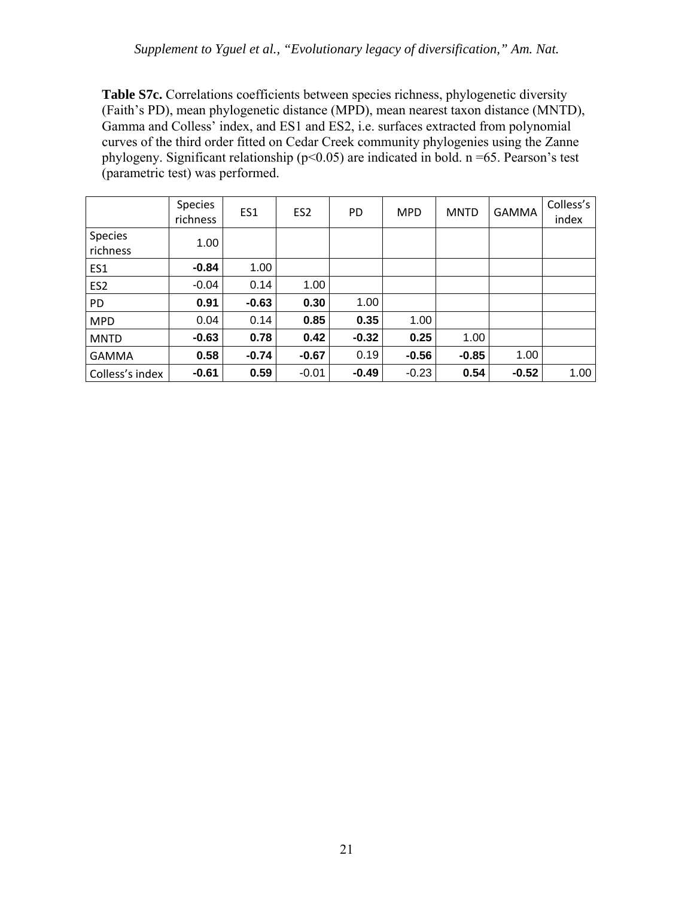**Table S7c.** Correlations coefficients between species richness, phylogenetic diversity (Faith's PD), mean phylogenetic distance (MPD), mean nearest taxon distance (MNTD), Gamma and Colless' index, and ES1 and ES2, i.e. surfaces extracted from polynomial curves of the third order fitted on Cedar Creek community phylogenies using the Zanne phylogeny. Significant relationship ($p<0.05$) are indicated in bold. n =65. Pearson's test (parametric test) was performed.

| | Species richness | ES1 | ES2 | PD | MPD | MNTD | GAMMA | Colless's index |
|---|---|---|---|---|---|---|---|---|
| Species richness | 1.00 | | | | | | | |
| ES1 | **-0.84** | 1.00 | | | | | | |
| ES2 | -0.04 | 0.14 | 1.00 | | | | | |
| PD | **0.91** | **-0.63** | **0.30** | 1.00 | | | | |
| MPD | 0.04 | 0.14 | **0.85** | **0.35** | 1.00 | | | |
| MNTD | **-0.63** | **0.78** | **0.42** | **-0.32** | **0.25** | 1.00 | | |
| GAMMA | **0.58** | **-0.74** | **-0.67** | 0.19 | **-0.56** | **-0.85** | 1.00 | |
| Colless's index | **-0.61** | **0.59** | -0.01 | **-0.49** | -0.23 | **0.54** | **-0.52** | 1.00 |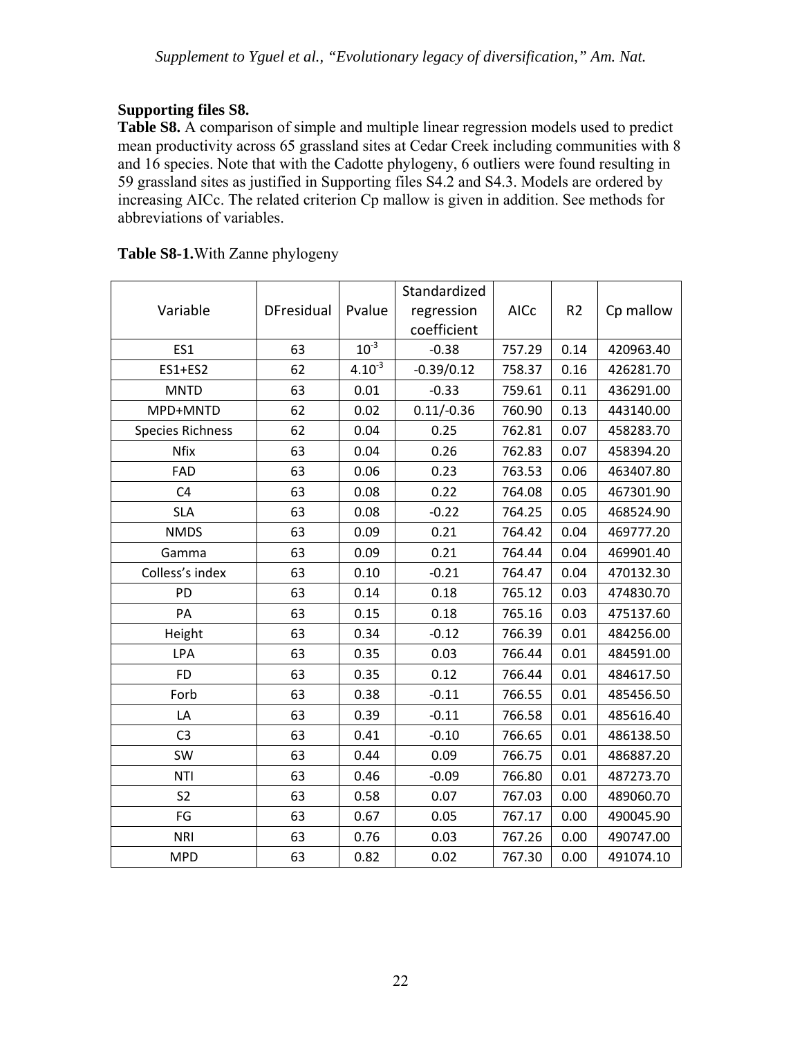**Supporting files S8.**

**Table S8.** A comparison of simple and multiple linear regression models used to predict mean productivity across 65 grassland sites at Cedar Creek including communities with 8 and 16 species. Note that with the Cadotte phylogeny, 6 outliers were found resulting in 59 grassland sites as justified in Supporting files S4.2 and S4.3. Models are ordered by increasing AICc. The related criterion Cp mallow is given in addition. See methods for abbreviations of variables.

**Table S8-1.** With Zanne phylogeny

| Variable | DFresidual | Pvalue | Standardized regression coefficient | AICc | R2 | Cp mallow |
|---|---|---|---|---|---|---|
| ES1 | 63 | $10^{-3}$ | -0.38 | 757.29 | 0.14 | 420963.40 |
| ES1+ES2 | 62 | $4.10^{-3}$ | -0.39/0.12 | 758.37 | 0.16 | 426281.70 |
| MNTD | 63 | 0.01 | -0.33 | 759.61 | 0.11 | 436291.00 |
| MPD+MNTD | 62 | 0.02 | 0.11/-0.36 | 760.90 | 0.13 | 443140.00 |
| Species Richness | 62 | 0.04 | 0.25 | 762.81 | 0.07 | 458283.70 |
| Nfix | 63 | 0.04 | 0.26 | 762.83 | 0.07 | 458394.20 |
| FAD | 63 | 0.06 | 0.23 | 763.53 | 0.06 | 463407.80 |
| C4 | 63 | 0.08 | 0.22 | 764.08 | 0.05 | 467301.90 |
| SLA | 63 | 0.08 | -0.22 | 764.25 | 0.05 | 468524.90 |
| NMDS | 63 | 0.09 | 0.21 | 764.42 | 0.04 | 469777.20 |
| Gamma | 63 | 0.09 | 0.21 | 764.44 | 0.04 | 469901.40 |
| Colless's index | 63 | 0.10 | -0.21 | 764.47 | 0.04 | 470132.30 |
| PD | 63 | 0.14 | 0.18 | 765.12 | 0.03 | 474830.70 |
| PA | 63 | 0.15 | 0.18 | 765.16 | 0.03 | 475137.60 |
| Height | 63 | 0.34 | -0.12 | 766.39 | 0.01 | 484256.00 |
| LPA | 63 | 0.35 | 0.03 | 766.44 | 0.01 | 484591.00 |
| FD | 63 | 0.35 | 0.12 | 766.44 | 0.01 | 484617.50 |
| Forb | 63 | 0.38 | -0.11 | 766.55 | 0.01 | 485456.50 |
| LA | 63 | 0.39 | -0.11 | 766.58 | 0.01 | 485616.40 |
| C3 | 63 | 0.41 | -0.10 | 766.65 | 0.01 | 486138.50 |
| SW | 63 | 0.44 | 0.09 | 766.75 | 0.01 | 486887.20 |
| NTI | 63 | 0.46 | -0.09 | 766.80 | 0.01 | 487273.70 |
| S2 | 63 | 0.58 | 0.07 | 767.03 | 0.00 | 489060.70 |
| FG | 63 | 0.67 | 0.05 | 767.17 | 0.00 | 490045.90 |
| NRI | 63 | 0.76 | 0.03 | 767.26 | 0.00 | 490747.00 |
| MPD | 63 | 0.82 | 0.02 | 767.30 | 0.00 | 491074.10 |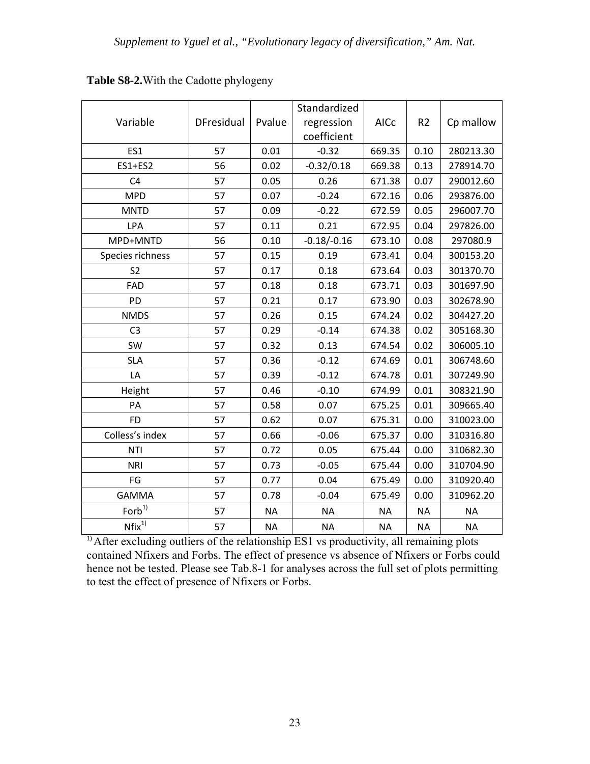**Table S8-2.** With the Cadotte phylogeny

| Variable | DFresidual | Pvalue | Standardized regression coefficient | AICc | R2 | Cp mallow |
|---|---|---|---|---|---|---|
| ES1 | 57 | 0.01 | -0.32 | 669.35 | 0.10 | 280213.30 |
| ES1+ES2 | 56 | 0.02 | -0.32/0.18 | 669.38 | 0.13 | 278914.70 |
| C4 | 57 | 0.05 | 0.26 | 671.38 | 0.07 | 290012.60 |
| MPD | 57 | 0.07 | -0.24 | 672.16 | 0.06 | 293876.00 |
| MNTD | 57 | 0.09 | -0.22 | 672.59 | 0.05 | 296007.70 |
| LPA | 57 | 0.11 | 0.21 | 672.95 | 0.04 | 297826.00 |
| MPD+MNTD | 56 | 0.10 | -0.18/-0.16 | 673.10 | 0.08 | 297080.9 |
| Species richness | 57 | 0.15 | 0.19 | 673.41 | 0.04 | 300153.20 |
| S2 | 57 | 0.17 | 0.18 | 673.64 | 0.03 | 301370.70 |
| FAD | 57 | 0.18 | 0.18 | 673.71 | 0.03 | 301697.90 |
| PD | 57 | 0.21 | 0.17 | 673.90 | 0.03 | 302678.90 |
| NMDS | 57 | 0.26 | 0.15 | 674.24 | 0.02 | 304427.20 |
| C3 | 57 | 0.29 | -0.14 | 674.38 | 0.02 | 305168.30 |
| SW | 57 | 0.32 | 0.13 | 674.54 | 0.02 | 306005.10 |
| SLA | 57 | 0.36 | -0.12 | 674.69 | 0.01 | 306748.60 |
| LA | 57 | 0.39 | -0.12 | 674.78 | 0.01 | 307249.90 |
| Height | 57 | 0.46 | -0.10 | 674.99 | 0.01 | 308321.90 |
| PA | 57 | 0.58 | 0.07 | 675.25 | 0.01 | 309665.40 |
| FD | 57 | 0.62 | 0.07 | 675.31 | 0.00 | 310023.00 |
| Colless's index | 57 | 0.66 | -0.06 | 675.37 | 0.00 | 310316.80 |
| NTI | 57 | 0.72 | 0.05 | 675.44 | 0.00 | 310682.30 |
| NRI | 57 | 0.73 | -0.05 | 675.44 | 0.00 | 310704.90 |
| FG | 57 | 0.77 | 0.04 | 675.49 | 0.00 | 310920.40 |
| GAMMA | 57 | 0.78 | -0.04 | 675.49 | 0.00 | 310962.20 |
| Forb[1)] | 57 | NA | NA | NA | NA | NA |
| Nfix[1)] | 57 | NA | NA | NA | NA | NA |

[1)] After excluding outliers of the relationship ES1 vs productivity, all remaining plots contained Nfixers and Forbs. The effect of presence vs absence of Nfixers or Forbs could hence not be tested. Please see Tab.8-1 for analyses across the full set of plots permitting to test the effect of presence of Nfixers or Forbs.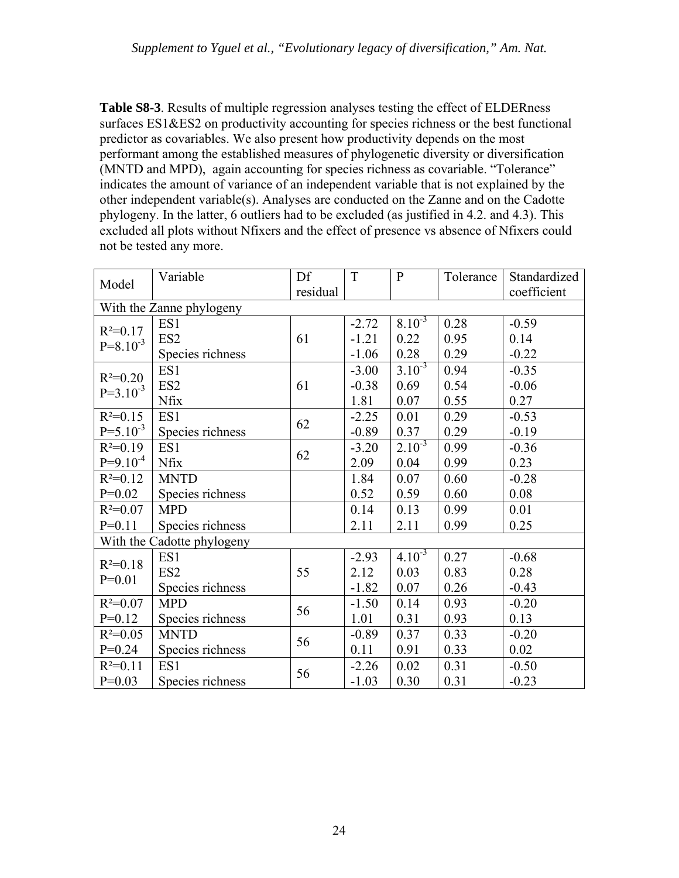**Table S8-3**. Results of multiple regression analyses testing the effect of ELDERness surfaces ES1&ES2 on productivity accounting for species richness or the best functional predictor as covariables. We also present how productivity depends on the most performant among the established measures of phylogenetic diversity or diversification (MNTD and MPD), again accounting for species richness as covariable. "Tolerance" indicates the amount of variance of an independent variable that is not explained by the other independent variable(s). Analyses are conducted on the Zanne and on the Cadotte phylogeny. In the latter, 6 outliers had to be excluded (as justified in 4.2. and 4.3). This excluded all plots without Nfixers and the effect of presence vs absence of Nfixers could not be tested any more.

| Model | Variable | Df residual | T | P | Tolerance | Standardized coefficient |
|---|---|---|---|---|---|---|
| With the Zanne phylogeny | | | | | | |
| $R^2$=0.17 $P=8.10^{-3}$ | ES1 | 61 | -2.72 | $8.10^{-3}$ | 0.28 | -0.59 |
| | ES2 | | -1.21 | 0.22 | 0.95 | 0.14 |
| | Species richness | | -1.06 | 0.28 | 0.29 | -0.22 |
| $R^2$=0.20 $P=3.10^{-3}$ | ES1 | 61 | -3.00 | $3.10^{-3}$ | 0.94 | -0.35 |
| | ES2 | | -0.38 | 0.69 | 0.54 | -0.06 |
| | Nfix | | 1.81 | 0.07 | 0.55 | 0.27 |
| $R^2$=0.15 $P=5.10^{-3}$ | ES1 | 62 | -2.25 | 0.01 | 0.29 | -0.53 |
| | Species richness | | -0.89 | 0.37 | 0.29 | -0.19 |
| $R^2$=0.19 $P=9.10^{-4}$ | ES1 | 62 | -3.20 | $2.10^{-3}$ | 0.99 | -0.36 |
| | Nfix | | 2.09 | 0.04 | 0.99 | 0.23 |
| $R^2$=0.12 P=0.02 | MNTD | | 1.84 | 0.07 | 0.60 | -0.28 |
| | Species richness | | 0.52 | 0.59 | 0.60 | 0.08 |
| $R^2$=0.07 P=0.11 | MPD | | 0.14 | 0.13 | 0.99 | 0.01 |
| | Species richness | | 2.11 | 2.11 | 0.99 | 0.25 |
| With the Cadotte phylogeny | | | | | | |
| $R^2$=0.18 P=0.01 | ES1 | 55 | -2.93 | $4.10^{-3}$ | 0.27 | -0.68 |
| | ES2 | | 2.12 | 0.03 | 0.83 | 0.28 |
| | Species richness | | -1.82 | 0.07 | 0.26 | -0.43 |
| $R^2$=0.07 P=0.12 | MPD | 56 | -1.50 | 0.14 | 0.93 | -0.20 |
| | Species richness | | 1.01 | 0.31 | 0.93 | 0.13 |
| $R^2$=0.05 P=0.24 | MNTD | 56 | -0.89 | 0.37 | 0.33 | -0.20 |
| | Species richness | | 0.11 | 0.91 | 0.33 | 0.02 |
| $R^2$=0.11 P=0.03 | ES1 | 56 | -2.26 | 0.02 | 0.31 | -0.50 |
| | Species richness | | -1.03 | 0.30 | 0.31 | -0.23 |